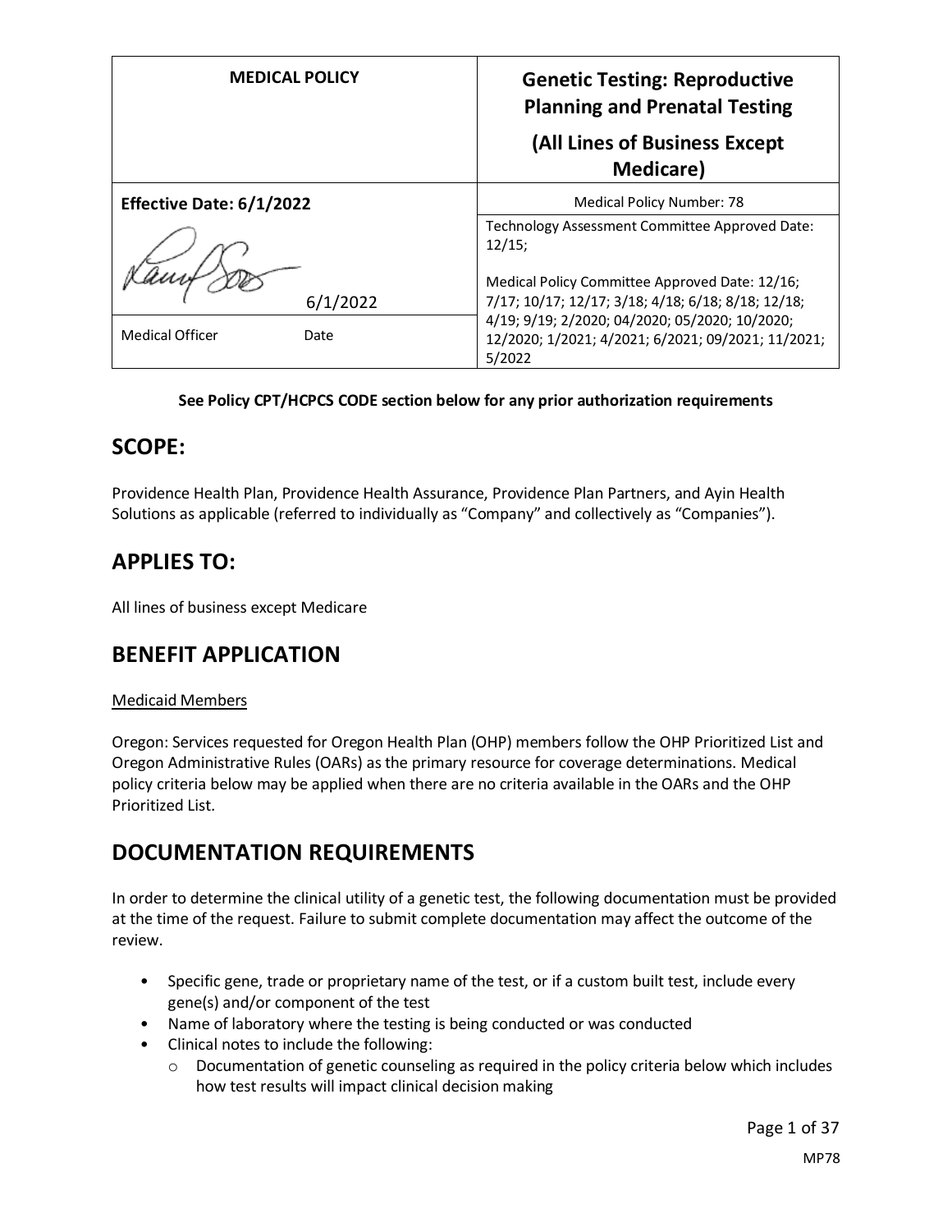| MEDICAL POLICY | Genetic Testing: Reproductive Planning and Prenatal Testing (All Lines of Business Except Medicare) |
|---|---|
| **Effective Date: 6/1/2022** | Medical Policy Number: 78 |
| 6/1/2022 | Technology Assessment Committee Approved Date: 12/15; Medical Policy Committee Approved Date: 12/16; 7/17; 10/17; 12/17; 3/18; 4/18; 6/18; 8/18; 12/18; 4/19; 9/19; 2/2020; 04/2020; 05/2020; 10/2020; 12/2020; 1/2021; 4/2021; 6/2021; 09/2021; 11/2021; 5/2022 |
| Medical Officer Date | |

**See Policy CPT/HCPCS CODE section below for any prior authorization requirements**

## SCOPE:

Providence Health Plan, Providence Health Assurance, Providence Plan Partners, and Ayin Health Solutions as applicable (referred to individually as "Company" and collectively as "Companies").

## APPLIES TO:

All lines of business except Medicare

## BENEFIT APPLICATION

Medicaid Members

Oregon: Services requested for Oregon Health Plan (OHP) members follow the OHP Prioritized List and Oregon Administrative Rules (OARs) as the primary resource for coverage determinations. Medical policy criteria below may be applied when there are no criteria available in the OARs and the OHP Prioritized List.

## DOCUMENTATION REQUIREMENTS

In order to determine the clinical utility of a genetic test, the following documentation must be provided at the time of the request. Failure to submit complete documentation may affect the outcome of the review.

- Specific gene, trade or proprietary name of the test, or if a custom built test, include every gene(s) and/or component of the test
- Name of laboratory where the testing is being conducted or was conducted
- Clinical notes to include the following:
  - Documentation of genetic counseling as required in the policy criteria below which includes how test results will impact clinical decision making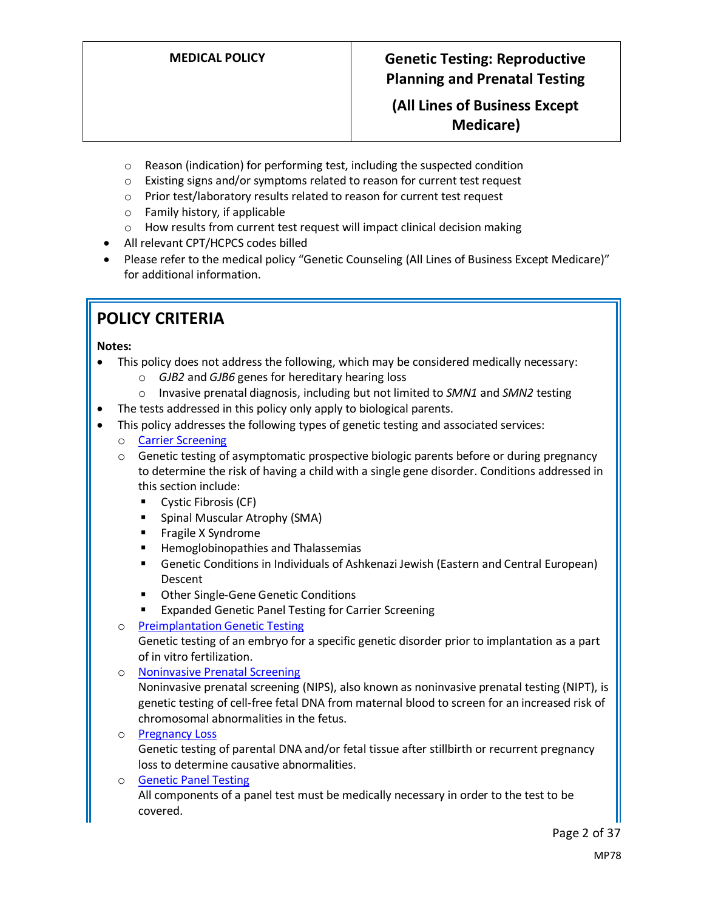- Reason (indication) for performing test, including the suspected condition
  - Existing signs and/or symptoms related to reason for current test request
  - Prior test/laboratory results related to reason for current test request
  - Family history, if applicable
  - How results from current test request will impact clinical decision making
- All relevant CPT/HCPCS codes billed
- Please refer to the medical policy "Genetic Counseling (All Lines of Business Except Medicare)" for additional information.

## POLICY CRITERIA

**Notes:**

- This policy does not address the following, which may be considered medically necessary:
  - *GJB2* and *GJB6* genes for hereditary hearing loss
  - Invasive prenatal diagnosis, including but not limited to *SMN1* and *SMN2* testing
- The tests addressed in this policy only apply to biological parents.
- This policy addresses the following types of genetic testing and associated services:
  - Carrier Screening
  - Genetic testing of asymptomatic prospective biologic parents before or during pregnancy to determine the risk of having a child with a single gene disorder. Conditions addressed in this section include:
    - Cystic Fibrosis (CF)
    - Spinal Muscular Atrophy (SMA)
    - Fragile X Syndrome
    - Hemoglobinopathies and Thalassemias
    - Genetic Conditions in Individuals of Ashkenazi Jewish (Eastern and Central European) Descent
    - Other Single-Gene Genetic Conditions
    - Expanded Genetic Panel Testing for Carrier Screening
  - Preimplantation Genetic Testing
    Genetic testing of an embryo for a specific genetic disorder prior to implantation as a part of in vitro fertilization.
  - Noninvasive Prenatal Screening
    Noninvasive prenatal screening (NIPS), also known as noninvasive prenatal testing (NIPT), is genetic testing of cell-free fetal DNA from maternal blood to screen for an increased risk of chromosomal abnormalities in the fetus.
  - Pregnancy Loss
    Genetic testing of parental DNA and/or fetal tissue after stillbirth or recurrent pregnancy loss to determine causative abnormalities.
  - Genetic Panel Testing
    All components of a panel test must be medically necessary in order to the test to be covered.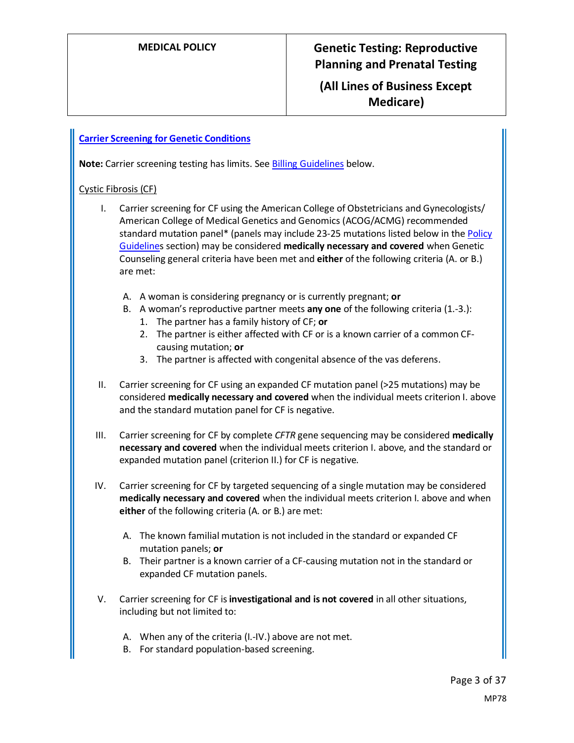**Carrier Screening for Genetic Conditions**

**Note:** Carrier screening testing has limits. See Billing Guidelines below.

Cystic Fibrosis (CF)

I. Carrier screening for CF using the American College of Obstetricians and Gynecologists/ American College of Medical Genetics and Genomics (ACOG/ACMG) recommended standard mutation panel* (panels may include 23-25 mutations listed below in the Policy Guidelines section) may be considered **medically necessary and covered** when Genetic Counseling general criteria have been met and **either** of the following criteria (A. or B.) are met:

   A. A woman is considering pregnancy or is currently pregnant; **or**
   B. A woman's reproductive partner meets **any one** of the following criteria (1.-3.):
      1. The partner has a family history of CF; **or**
      2. The partner is either affected with CF or is a known carrier of a common CF-causing mutation; **or**
      3. The partner is affected with congenital absence of the vas deferens.

II. Carrier screening for CF using an expanded CF mutation panel (>25 mutations) may be considered **medically necessary and covered** when the individual meets criterion I. above and the standard mutation panel for CF is negative.

III. Carrier screening for CF by complete *CFTR* gene sequencing may be considered **medically necessary and covered** when the individual meets criterion I. above, and the standard or expanded mutation panel (criterion II.) for CF is negative.

IV. Carrier screening for CF by targeted sequencing of a single mutation may be considered **medically necessary and covered** when the individual meets criterion I. above and when **either** of the following criteria (A. or B.) are met:

   A. The known familial mutation is not included in the standard or expanded CF mutation panels; **or**
   B. Their partner is a known carrier of a CF-causing mutation not in the standard or expanded CF mutation panels.

V. Carrier screening for CF is **investigational and is not covered** in all other situations, including but not limited to:

   A. When any of the criteria (I.-IV.) above are not met.
   B. For standard population-based screening.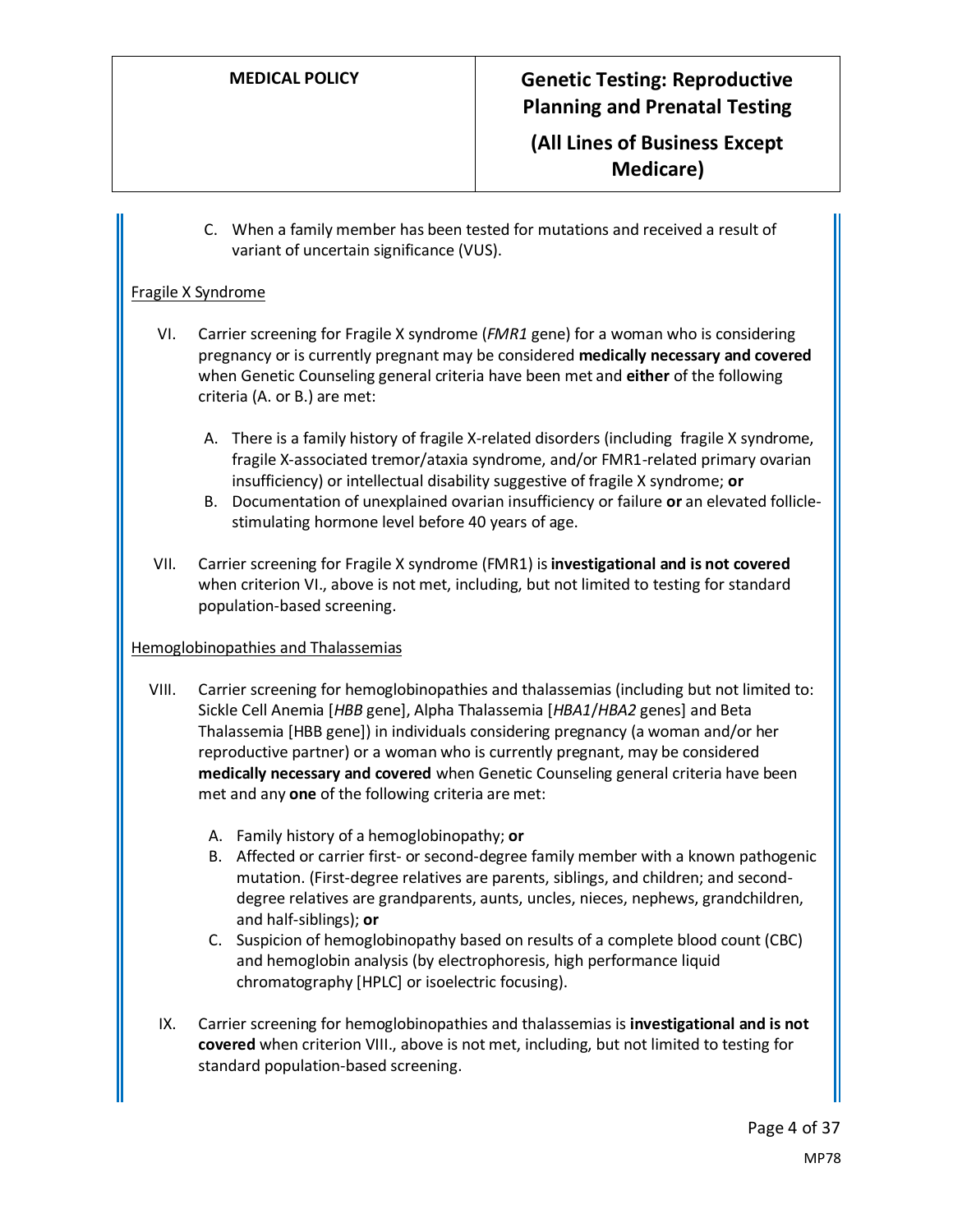C. When a family member has been tested for mutations and received a result of variant of uncertain significance (VUS).

Fragile X Syndrome

VI. Carrier screening for Fragile X syndrome (*FMR1* gene) for a woman who is considering pregnancy or is currently pregnant may be considered **medically necessary and covered** when Genetic Counseling general criteria have been met and **either** of the following criteria (A. or B.) are met:

  A. There is a family history of fragile X-related disorders (including fragile X syndrome, fragile X-associated tremor/ataxia syndrome, and/or FMR1-related primary ovarian insufficiency) or intellectual disability suggestive of fragile X syndrome; **or**
  B. Documentation of unexplained ovarian insufficiency or failure **or** an elevated follicle-stimulating hormone level before 40 years of age.

VII. Carrier screening for Fragile X syndrome (FMR1) is **investigational and is not covered** when criterion VI., above is not met, including, but not limited to testing for standard population-based screening.

Hemoglobinopathies and Thalassemias

VIII. Carrier screening for hemoglobinopathies and thalassemias (including but not limited to: Sickle Cell Anemia [*HBB* gene], Alpha Thalassemia [*HBA1*/*HBA2* genes] and Beta Thalassemia [HBB gene]) in individuals considering pregnancy (a woman and/or her reproductive partner) or a woman who is currently pregnant, may be considered **medically necessary and covered** when Genetic Counseling general criteria have been met and any **one** of the following criteria are met:

  A. Family history of a hemoglobinopathy; **or**
  B. Affected or carrier first- or second-degree family member with a known pathogenic mutation. (First-degree relatives are parents, siblings, and children; and second-degree relatives are grandparents, aunts, uncles, nieces, nephews, grandchildren, and half-siblings); **or**
  C. Suspicion of hemoglobinopathy based on results of a complete blood count (CBC) and hemoglobin analysis (by electrophoresis, high performance liquid chromatography [HPLC] or isoelectric focusing).

IX. Carrier screening for hemoglobinopathies and thalassemias is **investigational and is not covered** when criterion VIII., above is not met, including, but not limited to testing for standard population-based screening.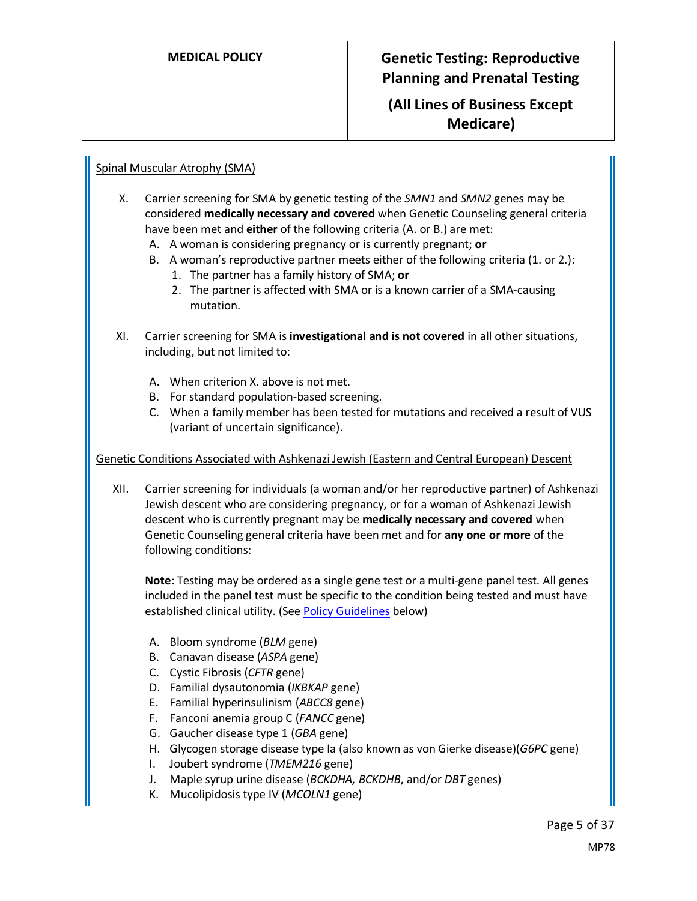Spinal Muscular Atrophy (SMA)

X. Carrier screening for SMA by genetic testing of the *SMN1* and *SMN2* genes may be considered **medically necessary and covered** when Genetic Counseling general criteria have been met and **either** of the following criteria (A. or B.) are met:
   - A. A woman is considering pregnancy or is currently pregnant; **or**
   - B. A woman's reproductive partner meets either of the following criteria (1. or 2.):
     1. The partner has a family history of SMA; **or**
     2. The partner is affected with SMA or is a known carrier of a SMA-causing mutation.

XI. Carrier screening for SMA is **investigational and is not covered** in all other situations, including, but not limited to:
   - A. When criterion X. above is not met.
   - B. For standard population-based screening.
   - C. When a family member has been tested for mutations and received a result of VUS (variant of uncertain significance).

Genetic Conditions Associated with Ashkenazi Jewish (Eastern and Central European) Descent

XII. Carrier screening for individuals (a woman and/or her reproductive partner) of Ashkenazi Jewish descent who are considering pregnancy, or for a woman of Ashkenazi Jewish descent who is currently pregnant may be **medically necessary and covered** when Genetic Counseling general criteria have been met and for **any one or more** of the following conditions:

   **Note**: Testing may be ordered as a single gene test or a multi-gene panel test. All genes included in the panel test must be specific to the condition being tested and must have established clinical utility. (See Policy Guidelines below)

   - A. Bloom syndrome (*BLM* gene)
   - B. Canavan disease (*ASPA* gene)
   - C. Cystic Fibrosis (*CFTR* gene)
   - D. Familial dysautonomia (*IKBKAP* gene)
   - E. Familial hyperinsulinism (*ABCC8* gene)
   - F. Fanconi anemia group C (*FANCC* gene)
   - G. Gaucher disease type 1 (*GBA* gene)
   - H. Glycogen storage disease type Ia (also known as von Gierke disease)(*G6PC* gene)
   - I. Joubert syndrome (*TMEM216* gene)
   - J. Maple syrup urine disease (*BCKDHA, BCKDHB*, and/or *DBT* genes)
   - K. Mucolipidosis type IV (*MCOLN1* gene)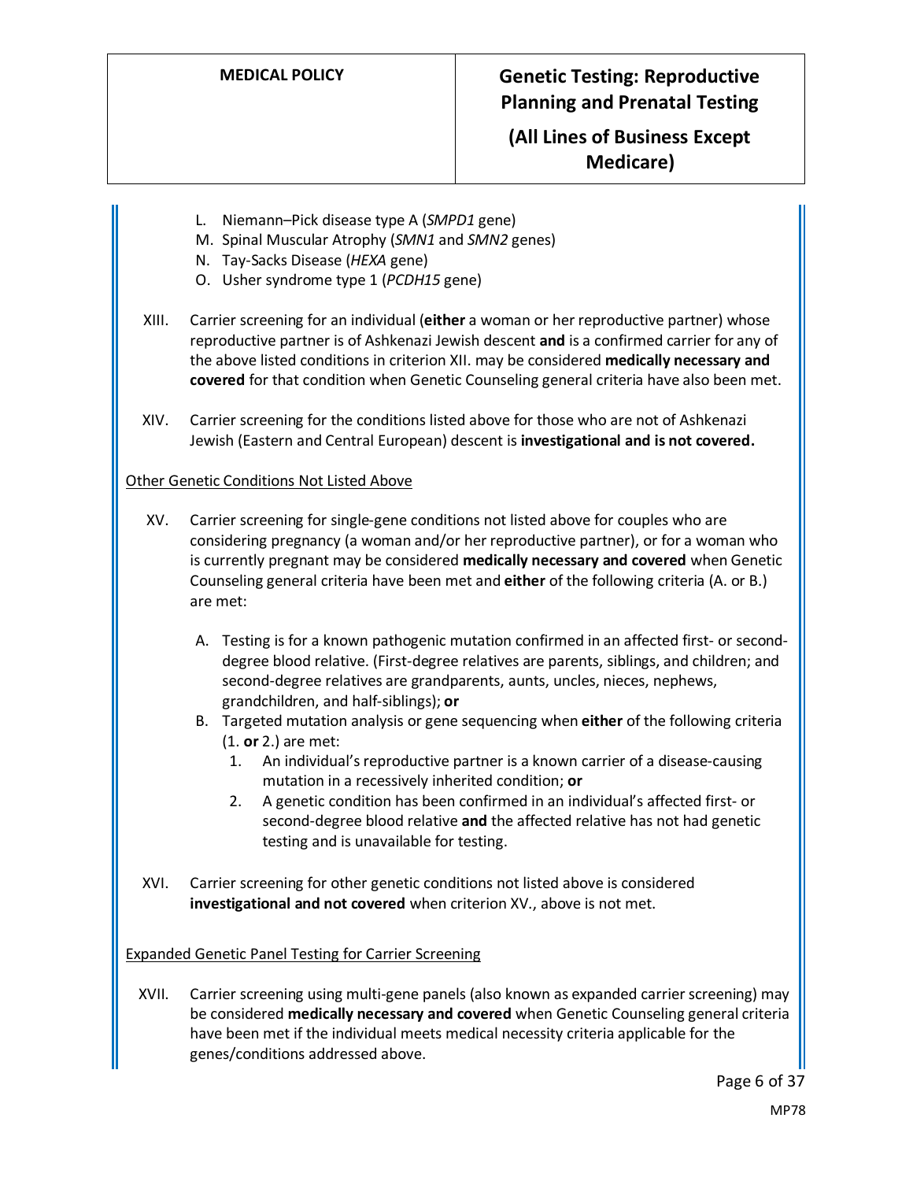L. Niemann–Pick disease type A (*SMPD1* gene)
M. Spinal Muscular Atrophy (*SMN1* and *SMN2* genes)
N. Tay-Sacks Disease (*HEXA* gene)
O. Usher syndrome type 1 (*PCDH15* gene)

XIII. Carrier screening for an individual (**either** a woman or her reproductive partner) whose reproductive partner is of Ashkenazi Jewish descent **and** is a confirmed carrier for any of the above listed conditions in criterion XII. may be considered **medically necessary and covered** for that condition when Genetic Counseling general criteria have also been met.

XIV. Carrier screening for the conditions listed above for those who are not of Ashkenazi Jewish (Eastern and Central European) descent is **investigational and is not covered.**

Other Genetic Conditions Not Listed Above

XV. Carrier screening for single-gene conditions not listed above for couples who are considering pregnancy (a woman and/or her reproductive partner), or for a woman who is currently pregnant may be considered **medically necessary and covered** when Genetic Counseling general criteria have been met and **either** of the following criteria (A. or B.) are met:

A. Testing is for a known pathogenic mutation confirmed in an affected first- or second-degree blood relative. (First-degree relatives are parents, siblings, and children; and second-degree relatives are grandparents, aunts, uncles, nieces, nephews, grandchildren, and half-siblings); **or**
B. Targeted mutation analysis or gene sequencing when **either** of the following criteria (1. **or** 2.) are met:
   1. An individual's reproductive partner is a known carrier of a disease-causing mutation in a recessively inherited condition; **or**
   2. A genetic condition has been confirmed in an individual's affected first- or second-degree blood relative **and** the affected relative has not had genetic testing and is unavailable for testing.

XVI. Carrier screening for other genetic conditions not listed above is considered **investigational and not covered** when criterion XV., above is not met.

Expanded Genetic Panel Testing for Carrier Screening

XVII. Carrier screening using multi-gene panels (also known as expanded carrier screening) may be considered **medically necessary and covered** when Genetic Counseling general criteria have been met if the individual meets medical necessity criteria applicable for the genes/conditions addressed above.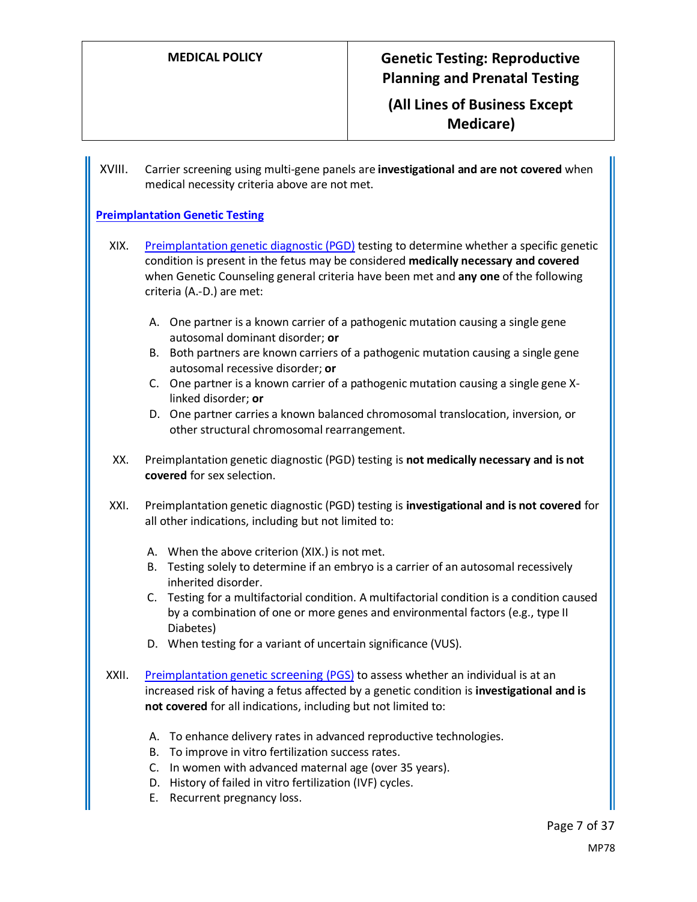XVIII. Carrier screening using multi-gene panels are **investigational and are not covered** when medical necessity criteria above are not met.

## Preimplantation Genetic Testing

XIX. Preimplantation genetic diagnostic (PGD) testing to determine whether a specific genetic condition is present in the fetus may be considered **medically necessary and covered** when Genetic Counseling general criteria have been met and **any one** of the following criteria (A.-D.) are met:

A. One partner is a known carrier of a pathogenic mutation causing a single gene autosomal dominant disorder; **or**
B. Both partners are known carriers of a pathogenic mutation causing a single gene autosomal recessive disorder; **or**
C. One partner is a known carrier of a pathogenic mutation causing a single gene X-linked disorder; **or**
D. One partner carries a known balanced chromosomal translocation, inversion, or other structural chromosomal rearrangement.

XX. Preimplantation genetic diagnostic (PGD) testing is **not medically necessary and is not covered** for sex selection.

XXI. Preimplantation genetic diagnostic (PGD) testing is **investigational and is not covered** for all other indications, including but not limited to:

A. When the above criterion (XIX.) is not met.
B. Testing solely to determine if an embryo is a carrier of an autosomal recessively inherited disorder.
C. Testing for a multifactorial condition. A multifactorial condition is a condition caused by a combination of one or more genes and environmental factors (e.g., type II Diabetes)
D. When testing for a variant of uncertain significance (VUS).

XXII. Preimplantation genetic screening (PGS) to assess whether an individual is at an increased risk of having a fetus affected by a genetic condition is **investigational and is not covered** for all indications, including but not limited to:

A. To enhance delivery rates in advanced reproductive technologies.
B. To improve in vitro fertilization success rates.
C. In women with advanced maternal age (over 35 years).
D. History of failed in vitro fertilization (IVF) cycles.
E. Recurrent pregnancy loss.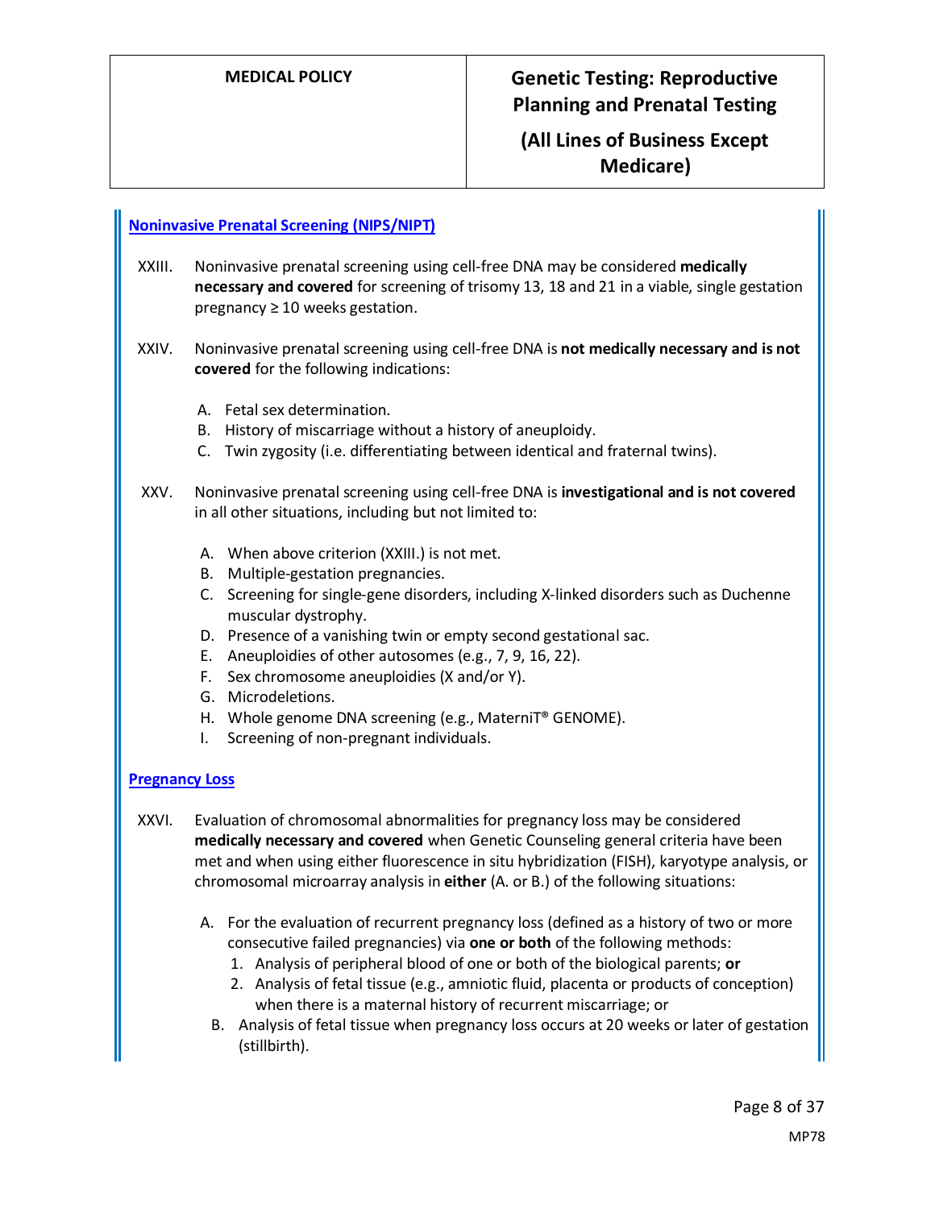## Noninvasive Prenatal Screening (NIPS/NIPT)

XXIII. Noninvasive prenatal screening using cell-free DNA may be considered **medically necessary and covered** for screening of trisomy 13, 18 and 21 in a viable, single gestation pregnancy ≥ 10 weeks gestation.

XXIV. Noninvasive prenatal screening using cell-free DNA is **not medically necessary and is not covered** for the following indications:

A. Fetal sex determination.
B. History of miscarriage without a history of aneuploidy.
C. Twin zygosity (i.e. differentiating between identical and fraternal twins).

XXV. Noninvasive prenatal screening using cell-free DNA is **investigational and is not covered** in all other situations, including but not limited to:

A. When above criterion (XXIII.) is not met.
B. Multiple-gestation pregnancies.
C. Screening for single-gene disorders, including X-linked disorders such as Duchenne muscular dystrophy.
D. Presence of a vanishing twin or empty second gestational sac.
E. Aneuploidies of other autosomes (e.g., 7, 9, 16, 22).
F. Sex chromosome aneuploidies (X and/or Y).
G. Microdeletions.
H. Whole genome DNA screening (e.g., MaterniT® GENOME).
I. Screening of non-pregnant individuals.

## Pregnancy Loss

XXVI. Evaluation of chromosomal abnormalities for pregnancy loss may be considered **medically necessary and covered** when Genetic Counseling general criteria have been met and when using either fluorescence in situ hybridization (FISH), karyotype analysis, or chromosomal microarray analysis in **either** (A. or B.) of the following situations:

A. For the evaluation of recurrent pregnancy loss (defined as a history of two or more consecutive failed pregnancies) via **one or both** of the following methods:
   1. Analysis of peripheral blood of one or both of the biological parents; **or**
   2. Analysis of fetal tissue (e.g., amniotic fluid, placenta or products of conception) when there is a maternal history of recurrent miscarriage; or

B. Analysis of fetal tissue when pregnancy loss occurs at 20 weeks or later of gestation (stillbirth).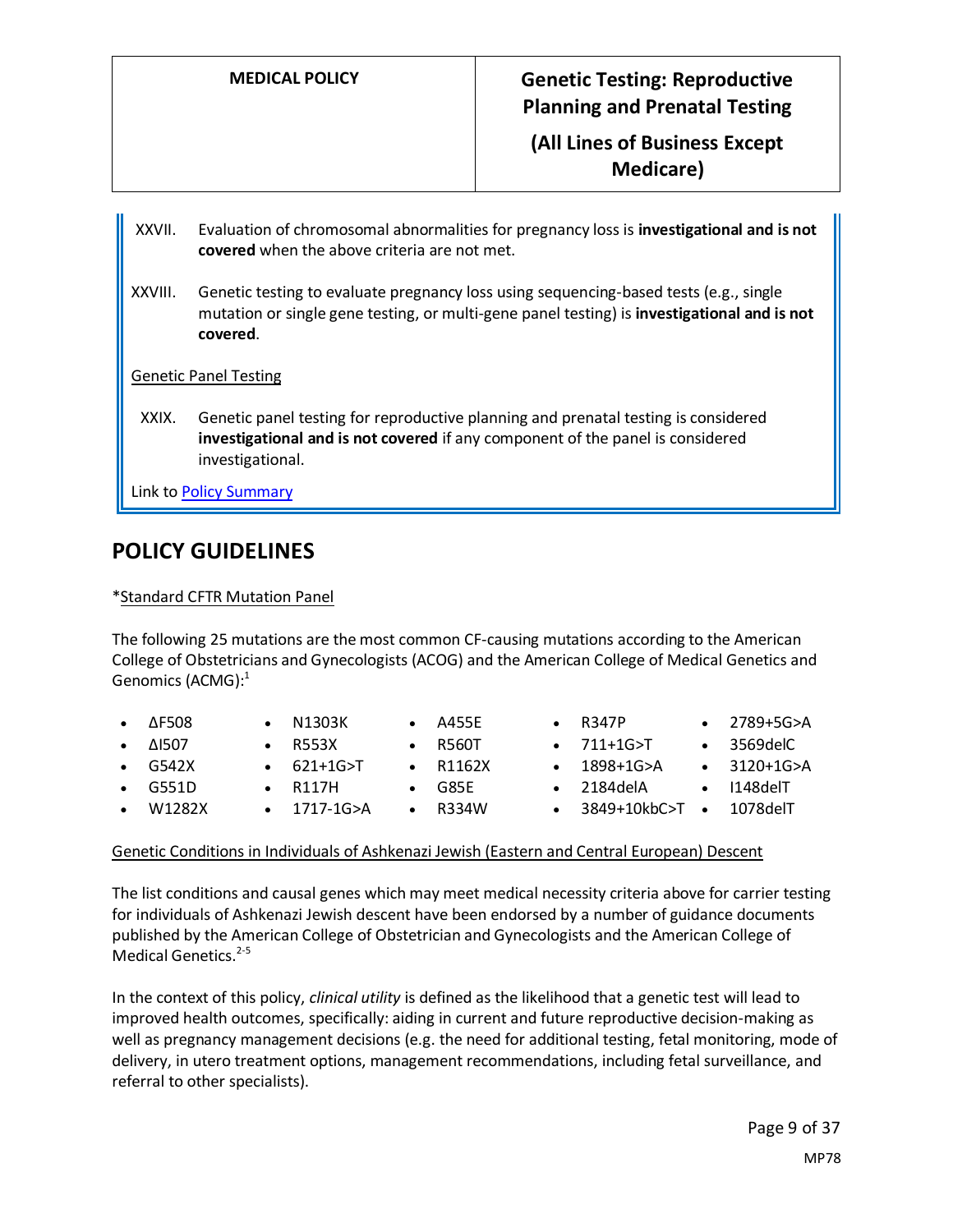XXVII. Evaluation of chromosomal abnormalities for pregnancy loss is **investigational and is not covered** when the above criteria are not met.

XXVIII. Genetic testing to evaluate pregnancy loss using sequencing-based tests (e.g., single mutation or single gene testing, or multi-gene panel testing) is **investigational and is not covered**.

<u>Genetic Panel Testing</u>

XXIX. Genetic panel testing for reproductive planning and prenatal testing is considered **investigational and is not covered** if any component of the panel is considered investigational.

Link to Policy Summary

## POLICY GUIDELINES

*<u>Standard CFTR Mutation Panel</u>

The following 25 mutations are the most common CF-causing mutations according to the American College of Obstetricians and Gynecologists (ACOG) and the American College of Medical Genetics and Genomics (ACMG):[1]

- ΔF508
- ΔI507
- G542X
- G551D
- W1282X
- N1303K
- R553X
- 621+1G>T
- R117H
- 1717-1G>A
- A455E
- R560T
- R1162X
- G85E
- R334W
- R347P
- 711+1G>T
- 1898+1G>A
- 2184delA
- 3849+10kbC>T
- 2789+5G>A
- 3569delC
- 3120+1G>A
- I148delT
- 1078delT

<u>Genetic Conditions in Individuals of Ashkenazi Jewish (Eastern and Central European) Descent</u>

The list conditions and causal genes which may meet medical necessity criteria above for carrier testing for individuals of Ashkenazi Jewish descent have been endorsed by a number of guidance documents published by the American College of Obstetrician and Gynecologists and the American College of Medical Genetics.[2-5]

In the context of this policy, *clinical utility* is defined as the likelihood that a genetic test will lead to improved health outcomes, specifically: aiding in current and future reproductive decision-making as well as pregnancy management decisions (e.g. the need for additional testing, fetal monitoring, mode of delivery, in utero treatment options, management recommendations, including fetal surveillance, and referral to other specialists).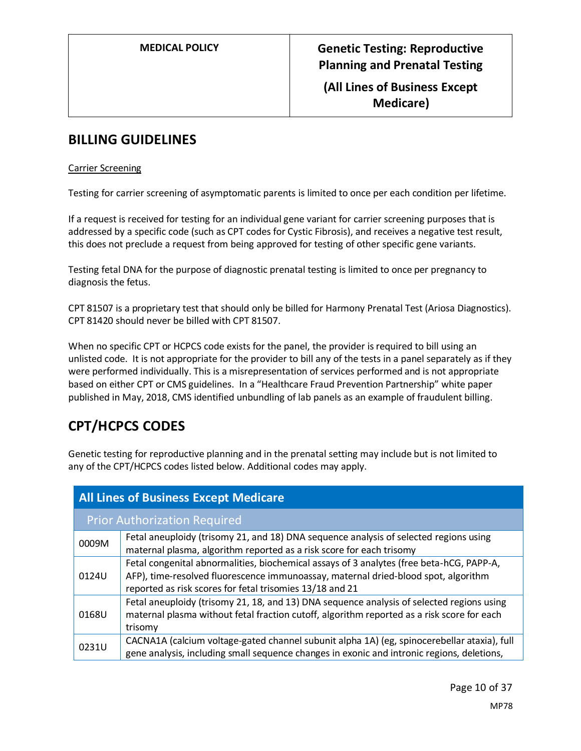## BILLING GUIDELINES

Carrier Screening

Testing for carrier screening of asymptomatic parents is limited to once per each condition per lifetime.

If a request is received for testing for an individual gene variant for carrier screening purposes that is addressed by a specific code (such as CPT codes for Cystic Fibrosis), and receives a negative test result, this does not preclude a request from being approved for testing of other specific gene variants.

Testing fetal DNA for the purpose of diagnostic prenatal testing is limited to once per pregnancy to diagnosis the fetus.

CPT 81507 is a proprietary test that should only be billed for Harmony Prenatal Test (Ariosa Diagnostics). CPT 81420 should never be billed with CPT 81507.

When no specific CPT or HCPCS code exists for the panel, the provider is required to bill using an unlisted code. It is not appropriate for the provider to bill any of the tests in a panel separately as if they were performed individually. This is a misrepresentation of services performed and is not appropriate based on either CPT or CMS guidelines. In a "Healthcare Fraud Prevention Partnership" white paper published in May, 2018, CMS identified unbundling of lab panels as an example of fraudulent billing.

## CPT/HCPCS CODES

Genetic testing for reproductive planning and in the prenatal setting may include but is not limited to any of the CPT/HCPCS codes listed below. Additional codes may apply.

| All Lines of Business Except Medicare | |
|---|---|
| **Prior Authorization Required** | |
| 0009M | Fetal aneuploidy (trisomy 21, and 18) DNA sequence analysis of selected regions using maternal plasma, algorithm reported as a risk score for each trisomy |
| 0124U | Fetal congenital abnormalities, biochemical assays of 3 analytes (free beta-hCG, PAPP-A, AFP), time-resolved fluorescence immunoassay, maternal dried-blood spot, algorithm reported as risk scores for fetal trisomies 13/18 and 21 |
| 0168U | Fetal aneuploidy (trisomy 21, 18, and 13) DNA sequence analysis of selected regions using maternal plasma without fetal fraction cutoff, algorithm reported as a risk score for each trisomy |
| 0231U | CACNA1A (calcium voltage-gated channel subunit alpha 1A) (eg, spinocerebellar ataxia), full gene analysis, including small sequence changes in exonic and intronic regions, deletions, |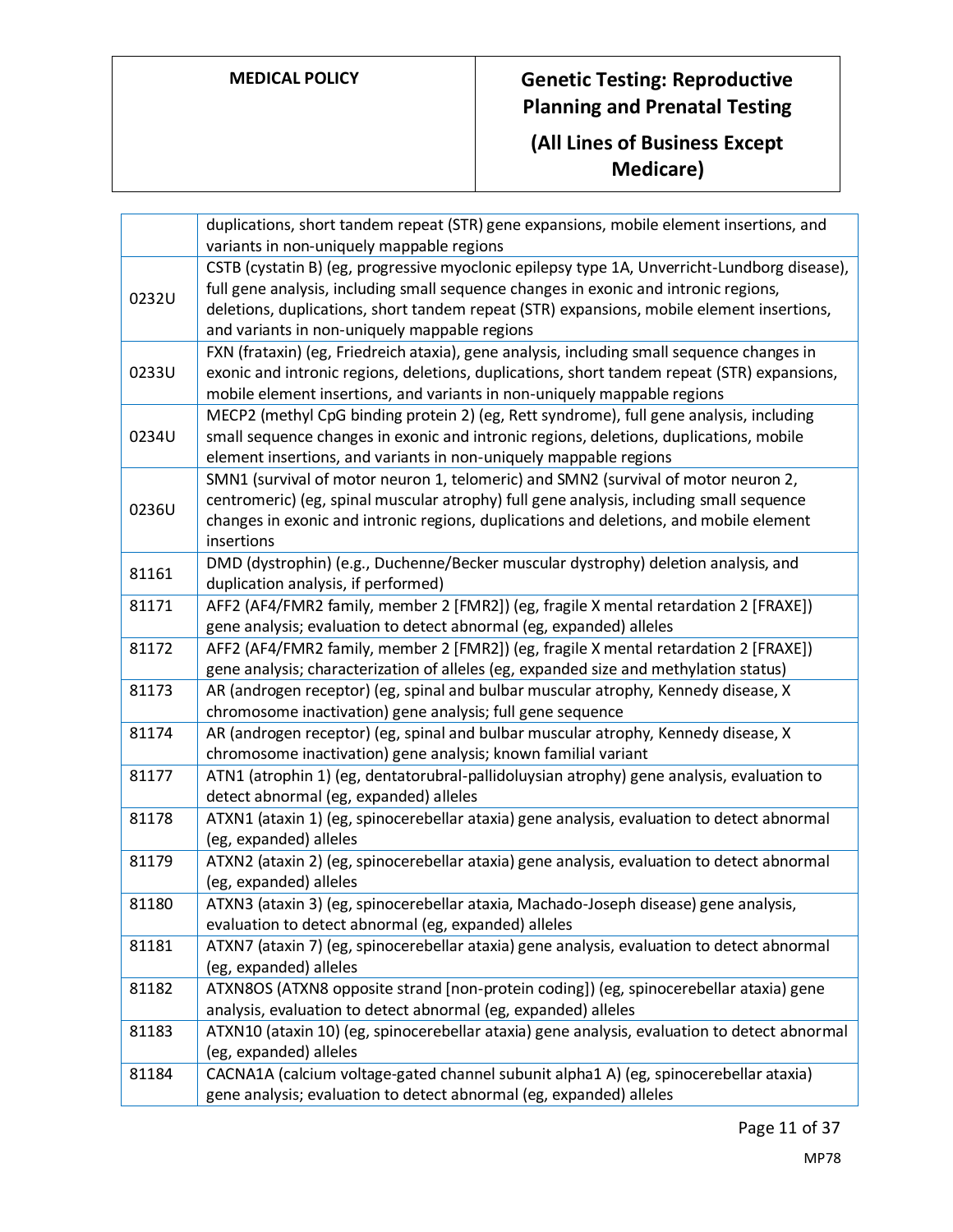| | |
|---|---|
| | duplications, short tandem repeat (STR) gene expansions, mobile element insertions, and variants in non-uniquely mappable regions |
| 0232U | CSTB (cystatin B) (eg, progressive myoclonic epilepsy type 1A, Unverricht-Lundborg disease), full gene analysis, including small sequence changes in exonic and intronic regions, deletions, duplications, short tandem repeat (STR) expansions, mobile element insertions, and variants in non-uniquely mappable regions |
| 0233U | FXN (frataxin) (eg, Friedreich ataxia), gene analysis, including small sequence changes in exonic and intronic regions, deletions, duplications, short tandem repeat (STR) expansions, mobile element insertions, and variants in non-uniquely mappable regions |
| 0234U | MECP2 (methyl CpG binding protein 2) (eg, Rett syndrome), full gene analysis, including small sequence changes in exonic and intronic regions, deletions, duplications, mobile element insertions, and variants in non-uniquely mappable regions |
| 0236U | SMN1 (survival of motor neuron 1, telomeric) and SMN2 (survival of motor neuron 2, centromeric) (eg, spinal muscular atrophy) full gene analysis, including small sequence changes in exonic and intronic regions, duplications and deletions, and mobile element insertions |
| 81161 | DMD (dystrophin) (e.g., Duchenne/Becker muscular dystrophy) deletion analysis, and duplication analysis, if performed) |
| 81171 | AFF2 (AF4/FMR2 family, member 2 [FMR2]) (eg, fragile X mental retardation 2 [FRAXE]) gene analysis; evaluation to detect abnormal (eg, expanded) alleles |
| 81172 | AFF2 (AF4/FMR2 family, member 2 [FMR2]) (eg, fragile X mental retardation 2 [FRAXE]) gene analysis; characterization of alleles (eg, expanded size and methylation status) |
| 81173 | AR (androgen receptor) (eg, spinal and bulbar muscular atrophy, Kennedy disease, X chromosome inactivation) gene analysis; full gene sequence |
| 81174 | AR (androgen receptor) (eg, spinal and bulbar muscular atrophy, Kennedy disease, X chromosome inactivation) gene analysis; known familial variant |
| 81177 | ATN1 (atrophin 1) (eg, dentatorubral-pallidoluysian atrophy) gene analysis, evaluation to detect abnormal (eg, expanded) alleles |
| 81178 | ATXN1 (ataxin 1) (eg, spinocerebellar ataxia) gene analysis, evaluation to detect abnormal (eg, expanded) alleles |
| 81179 | ATXN2 (ataxin 2) (eg, spinocerebellar ataxia) gene analysis, evaluation to detect abnormal (eg, expanded) alleles |
| 81180 | ATXN3 (ataxin 3) (eg, spinocerebellar ataxia, Machado-Joseph disease) gene analysis, evaluation to detect abnormal (eg, expanded) alleles |
| 81181 | ATXN7 (ataxin 7) (eg, spinocerebellar ataxia) gene analysis, evaluation to detect abnormal (eg, expanded) alleles |
| 81182 | ATXN8OS (ATXN8 opposite strand [non-protein coding]) (eg, spinocerebellar ataxia) gene analysis, evaluation to detect abnormal (eg, expanded) alleles |
| 81183 | ATXN10 (ataxin 10) (eg, spinocerebellar ataxia) gene analysis, evaluation to detect abnormal (eg, expanded) alleles |
| 81184 | CACNA1A (calcium voltage-gated channel subunit alpha1 A) (eg, spinocerebellar ataxia) gene analysis; evaluation to detect abnormal (eg, expanded) alleles |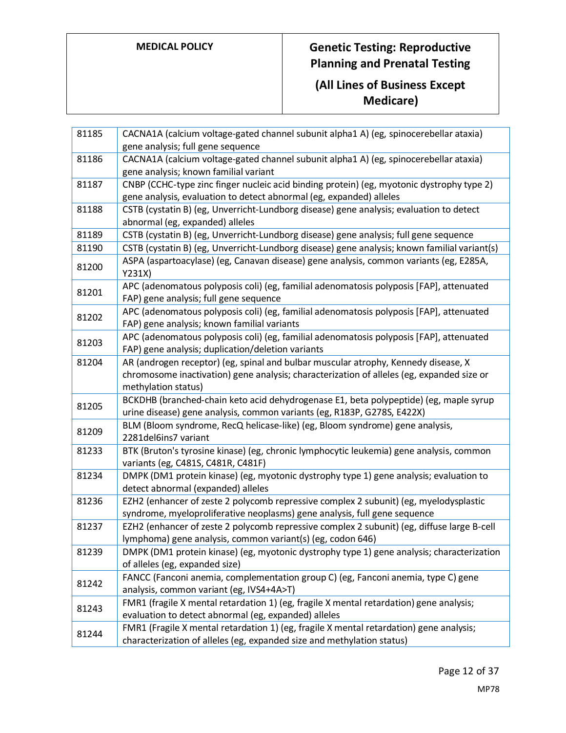| | |
|---|---|
| 81185 | CACNA1A (calcium voltage-gated channel subunit alpha1 A) (eg, spinocerebellar ataxia) gene analysis; full gene sequence |
| 81186 | CACNA1A (calcium voltage-gated channel subunit alpha1 A) (eg, spinocerebellar ataxia) gene analysis; known familial variant |
| 81187 | CNBP (CCHC-type zinc finger nucleic acid binding protein) (eg, myotonic dystrophy type 2) gene analysis, evaluation to detect abnormal (eg, expanded) alleles |
| 81188 | CSTB (cystatin B) (eg, Unverricht-Lundborg disease) gene analysis; evaluation to detect abnormal (eg, expanded) alleles |
| 81189 | CSTB (cystatin B) (eg, Unverricht-Lundborg disease) gene analysis; full gene sequence |
| 81190 | CSTB (cystatin B) (eg, Unverricht-Lundborg disease) gene analysis; known familial variant(s) |
| 81200 | ASPA (aspartoacylase) (eg, Canavan disease) gene analysis, common variants (eg, E285A, Y231X) |
| 81201 | APC (adenomatous polyposis coli) (eg, familial adenomatosis polyposis [FAP], attenuated FAP) gene analysis; full gene sequence |
| 81202 | APC (adenomatous polyposis coli) (eg, familial adenomatosis polyposis [FAP], attenuated FAP) gene analysis; known familial variants |
| 81203 | APC (adenomatous polyposis coli) (eg, familial adenomatosis polyposis [FAP], attenuated FAP) gene analysis; duplication/deletion variants |
| 81204 | AR (androgen receptor) (eg, spinal and bulbar muscular atrophy, Kennedy disease, X chromosome inactivation) gene analysis; characterization of alleles (eg, expanded size or methylation status) |
| 81205 | BCKDHB (branched-chain keto acid dehydrogenase E1, beta polypeptide) (eg, maple syrup urine disease) gene analysis, common variants (eg, R183P, G278S, E422X) |
| 81209 | BLM (Bloom syndrome, RecQ helicase-like) (eg, Bloom syndrome) gene analysis, 2281del6ins7 variant |
| 81233 | BTK (Bruton's tyrosine kinase) (eg, chronic lymphocytic leukemia) gene analysis, common variants (eg, C481S, C481R, C481F) |
| 81234 | DMPK (DM1 protein kinase) (eg, myotonic dystrophy type 1) gene analysis; evaluation to detect abnormal (expanded) alleles |
| 81236 | EZH2 (enhancer of zeste 2 polycomb repressive complex 2 subunit) (eg, myelodysplastic syndrome, myeloproliferative neoplasms) gene analysis, full gene sequence |
| 81237 | EZH2 (enhancer of zeste 2 polycomb repressive complex 2 subunit) (eg, diffuse large B-cell lymphoma) gene analysis, common variant(s) (eg, codon 646) |
| 81239 | DMPK (DM1 protein kinase) (eg, myotonic dystrophy type 1) gene analysis; characterization of alleles (eg, expanded size) |
| 81242 | FANCC (Fanconi anemia, complementation group C) (eg, Fanconi anemia, type C) gene analysis, common variant (eg, IVS4+4A>T) |
| 81243 | FMR1 (fragile X mental retardation 1) (eg, fragile X mental retardation) gene analysis; evaluation to detect abnormal (eg, expanded) alleles |
| 81244 | FMR1 (Fragile X mental retardation 1) (eg, fragile X mental retardation) gene analysis; characterization of alleles (eg, expanded size and methylation status) |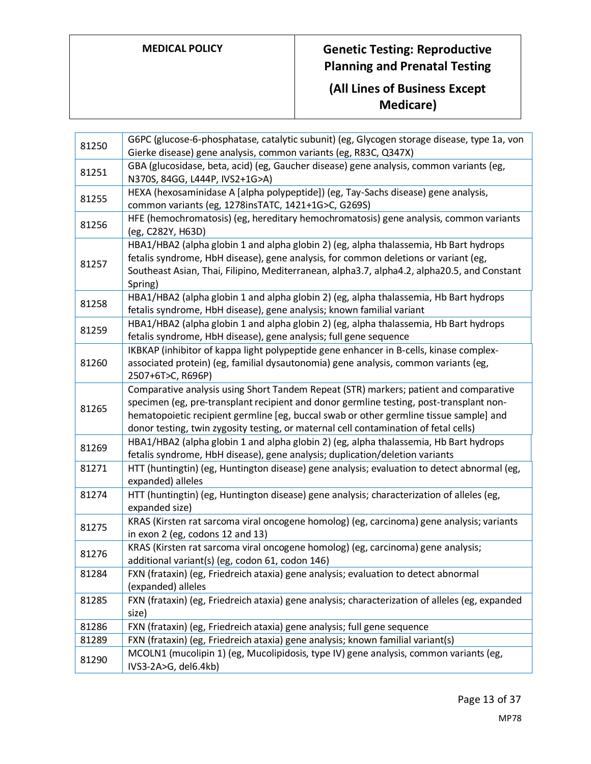| | |
|---|---|
| 81250 | G6PC (glucose-6-phosphatase, catalytic subunit) (eg, Glycogen storage disease, type 1a, von Gierke disease) gene analysis, common variants (eg, R83C, Q347X) |
| 81251 | GBA (glucosidase, beta, acid) (eg, Gaucher disease) gene analysis, common variants (eg, N370S, 84GG, L444P, IVS2+1G>A) |
| 81255 | HEXA (hexosaminidase A [alpha polypeptide]) (eg, Tay-Sachs disease) gene analysis, common variants (eg, 1278insTATC, 1421+1G>C, G269S) |
| 81256 | HFE (hemochromatosis) (eg, hereditary hemochromatosis) gene analysis, common variants (eg, C282Y, H63D) |
| 81257 | HBA1/HBA2 (alpha globin 1 and alpha globin 2) (eg, alpha thalassemia, Hb Bart hydrops fetalis syndrome, HbH disease), gene analysis, for common deletions or variant (eg, Southeast Asian, Thai, Filipino, Mediterranean, alpha3.7, alpha4.2, alpha20.5, and Constant Spring) |
| 81258 | HBA1/HBA2 (alpha globin 1 and alpha globin 2) (eg, alpha thalassemia, Hb Bart hydrops fetalis syndrome, HbH disease), gene analysis; known familial variant |
| 81259 | HBA1/HBA2 (alpha globin 1 and alpha globin 2) (eg, alpha thalassemia, Hb Bart hydrops fetalis syndrome, HbH disease), gene analysis; full gene sequence |
| 81260 | IKBKAP (inhibitor of kappa light polypeptide gene enhancer in B-cells, kinase complex-associated protein) (eg, familial dysautonomia) gene analysis, common variants (eg, 2507+6T>C, R696P) |
| 81265 | Comparative analysis using Short Tandem Repeat (STR) markers; patient and comparative specimen (eg, pre-transplant recipient and donor germline testing, post-transplant non-hematopoietic recipient germline [eg, buccal swab or other germline tissue sample] and donor testing, twin zygosity testing, or maternal cell contamination of fetal cells) |
| 81269 | HBA1/HBA2 (alpha globin 1 and alpha globin 2) (eg, alpha thalassemia, Hb Bart hydrops fetalis syndrome, HbH disease), gene analysis; duplication/deletion variants |
| 81271 | HTT (huntingtin) (eg, Huntington disease) gene analysis; evaluation to detect abnormal (eg, expanded) alleles |
| 81274 | HTT (huntingtin) (eg, Huntington disease) gene analysis; characterization of alleles (eg, expanded size) |
| 81275 | KRAS (Kirsten rat sarcoma viral oncogene homolog) (eg, carcinoma) gene analysis; variants in exon 2 (eg, codons 12 and 13) |
| 81276 | KRAS (Kirsten rat sarcoma viral oncogene homolog) (eg, carcinoma) gene analysis; additional variant(s) (eg, codon 61, codon 146) |
| 81284 | FXN (frataxin) (eg, Friedreich ataxia) gene analysis; evaluation to detect abnormal (expanded) alleles |
| 81285 | FXN (frataxin) (eg, Friedreich ataxia) gene analysis; characterization of alleles (eg, expanded size) |
| 81286 | FXN (frataxin) (eg, Friedreich ataxia) gene analysis; full gene sequence |
| 81289 | FXN (frataxin) (eg, Friedreich ataxia) gene analysis; known familial variant(s) |
| 81290 | MCOLN1 (mucolipin 1) (eg, Mucolipidosis, type IV) gene analysis, common variants (eg, IVS3-2A>G, del6.4kb) |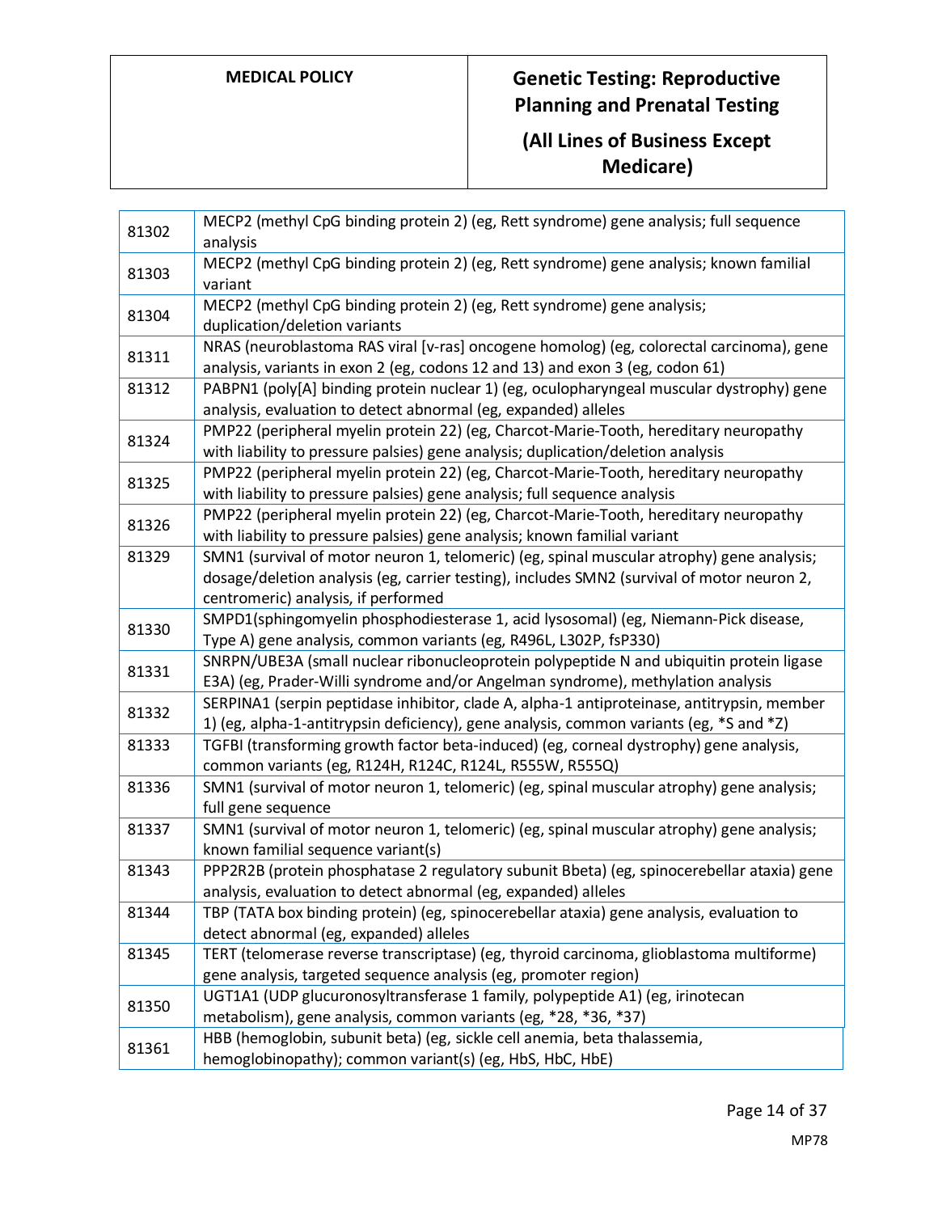| | |
|---|---|
| 81302 | MECP2 (methyl CpG binding protein 2) (eg, Rett syndrome) gene analysis; full sequence analysis |
| 81303 | MECP2 (methyl CpG binding protein 2) (eg, Rett syndrome) gene analysis; known familial variant |
| 81304 | MECP2 (methyl CpG binding protein 2) (eg, Rett syndrome) gene analysis; duplication/deletion variants |
| 81311 | NRAS (neuroblastoma RAS viral [v-ras] oncogene homolog) (eg, colorectal carcinoma), gene analysis, variants in exon 2 (eg, codons 12 and 13) and exon 3 (eg, codon 61) |
| 81312 | PABPN1 (poly[A] binding protein nuclear 1) (eg, oculopharyngeal muscular dystrophy) gene analysis, evaluation to detect abnormal (eg, expanded) alleles |
| 81324 | PMP22 (peripheral myelin protein 22) (eg, Charcot-Marie-Tooth, hereditary neuropathy with liability to pressure palsies) gene analysis; duplication/deletion analysis |
| 81325 | PMP22 (peripheral myelin protein 22) (eg, Charcot-Marie-Tooth, hereditary neuropathy with liability to pressure palsies) gene analysis; full sequence analysis |
| 81326 | PMP22 (peripheral myelin protein 22) (eg, Charcot-Marie-Tooth, hereditary neuropathy with liability to pressure palsies) gene analysis; known familial variant |
| 81329 | SMN1 (survival of motor neuron 1, telomeric) (eg, spinal muscular atrophy) gene analysis; dosage/deletion analysis (eg, carrier testing), includes SMN2 (survival of motor neuron 2, centromeric) analysis, if performed |
| 81330 | SMPD1(sphingomyelin phosphodiesterase 1, acid lysosomal) (eg, Niemann-Pick disease, Type A) gene analysis, common variants (eg, R496L, L302P, fsP330) |
| 81331 | SNRPN/UBE3A (small nuclear ribonucleoprotein polypeptide N and ubiquitin protein ligase E3A) (eg, Prader-Willi syndrome and/or Angelman syndrome), methylation analysis |
| 81332 | SERPINA1 (serpin peptidase inhibitor, clade A, alpha-1 antiproteinase, antitrypsin, member 1) (eg, alpha-1-antitrypsin deficiency), gene analysis, common variants (eg, *S and *Z) |
| 81333 | TGFBI (transforming growth factor beta-induced) (eg, corneal dystrophy) gene analysis, common variants (eg, R124H, R124C, R124L, R555W, R555Q) |
| 81336 | SMN1 (survival of motor neuron 1, telomeric) (eg, spinal muscular atrophy) gene analysis; full gene sequence |
| 81337 | SMN1 (survival of motor neuron 1, telomeric) (eg, spinal muscular atrophy) gene analysis; known familial sequence variant(s) |
| 81343 | PPP2R2B (protein phosphatase 2 regulatory subunit Bbeta) (eg, spinocerebellar ataxia) gene analysis, evaluation to detect abnormal (eg, expanded) alleles |
| 81344 | TBP (TATA box binding protein) (eg, spinocerebellar ataxia) gene analysis, evaluation to detect abnormal (eg, expanded) alleles |
| 81345 | TERT (telomerase reverse transcriptase) (eg, thyroid carcinoma, glioblastoma multiforme) gene analysis, targeted sequence analysis (eg, promoter region) |
| 81350 | UGT1A1 (UDP glucuronosyltransferase 1 family, polypeptide A1) (eg, irinotecan metabolism), gene analysis, common variants (eg, *28, *36, *37) |
| 81361 | HBB (hemoglobin, subunit beta) (eg, sickle cell anemia, beta thalassemia, hemoglobinopathy); common variant(s) (eg, HbS, HbC, HbE) |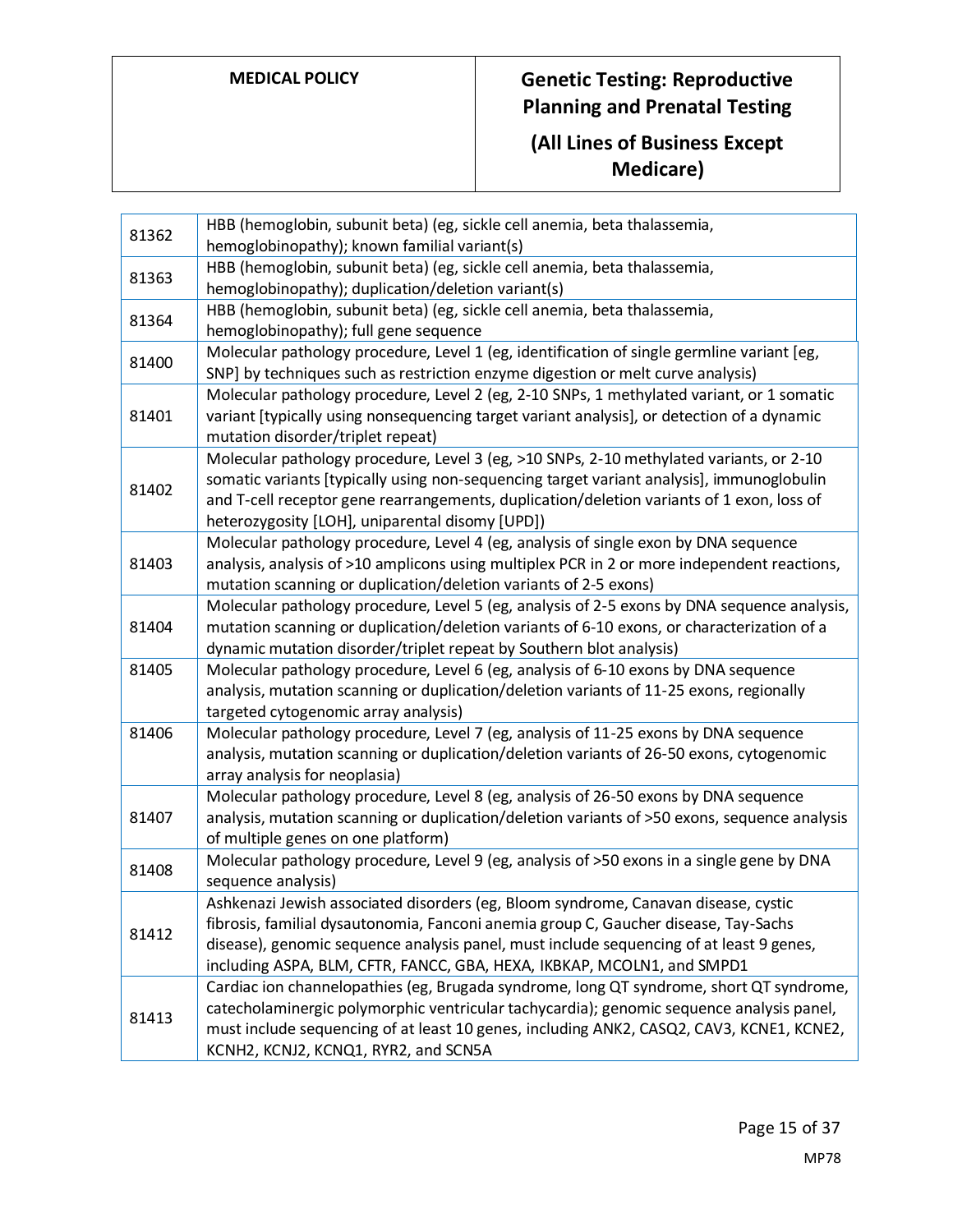| | |
|---|---|
| 81362 | HBB (hemoglobin, subunit beta) (eg, sickle cell anemia, beta thalassemia, hemoglobinopathy); known familial variant(s) |
| 81363 | HBB (hemoglobin, subunit beta) (eg, sickle cell anemia, beta thalassemia, hemoglobinopathy); duplication/deletion variant(s) |
| 81364 | HBB (hemoglobin, subunit beta) (eg, sickle cell anemia, beta thalassemia, hemoglobinopathy); full gene sequence |
| 81400 | Molecular pathology procedure, Level 1 (eg, identification of single germline variant [eg, SNP] by techniques such as restriction enzyme digestion or melt curve analysis) |
| 81401 | Molecular pathology procedure, Level 2 (eg, 2-10 SNPs, 1 methylated variant, or 1 somatic variant [typically using nonsequencing target variant analysis], or detection of a dynamic mutation disorder/triplet repeat) |
| 81402 | Molecular pathology procedure, Level 3 (eg, >10 SNPs, 2-10 methylated variants, or 2-10 somatic variants [typically using non-sequencing target variant analysis], immunoglobulin and T-cell receptor gene rearrangements, duplication/deletion variants of 1 exon, loss of heterozygosity [LOH], uniparental disomy [UPD]) |
| 81403 | Molecular pathology procedure, Level 4 (eg, analysis of single exon by DNA sequence analysis, analysis of >10 amplicons using multiplex PCR in 2 or more independent reactions, mutation scanning or duplication/deletion variants of 2-5 exons) |
| 81404 | Molecular pathology procedure, Level 5 (eg, analysis of 2-5 exons by DNA sequence analysis, mutation scanning or duplication/deletion variants of 6-10 exons, or characterization of a dynamic mutation disorder/triplet repeat by Southern blot analysis) |
| 81405 | Molecular pathology procedure, Level 6 (eg, analysis of 6-10 exons by DNA sequence analysis, mutation scanning or duplication/deletion variants of 11-25 exons, regionally targeted cytogenomic array analysis) |
| 81406 | Molecular pathology procedure, Level 7 (eg, analysis of 11-25 exons by DNA sequence analysis, mutation scanning or duplication/deletion variants of 26-50 exons, cytogenomic array analysis for neoplasia) |
| 81407 | Molecular pathology procedure, Level 8 (eg, analysis of 26-50 exons by DNA sequence analysis, mutation scanning or duplication/deletion variants of >50 exons, sequence analysis of multiple genes on one platform) |
| 81408 | Molecular pathology procedure, Level 9 (eg, analysis of >50 exons in a single gene by DNA sequence analysis) |
| 81412 | Ashkenazi Jewish associated disorders (eg, Bloom syndrome, Canavan disease, cystic fibrosis, familial dysautonomia, Fanconi anemia group C, Gaucher disease, Tay-Sachs disease), genomic sequence analysis panel, must include sequencing of at least 9 genes, including ASPA, BLM, CFTR, FANCC, GBA, HEXA, IKBKAP, MCOLN1, and SMPD1 |
| 81413 | Cardiac ion channelopathies (eg, Brugada syndrome, long QT syndrome, short QT syndrome, catecholaminergic polymorphic ventricular tachycardia); genomic sequence analysis panel, must include sequencing of at least 10 genes, including ANK2, CASQ2, CAV3, KCNE1, KCNE2, KCNH2, KCNJ2, KCNQ1, RYR2, and SCN5A |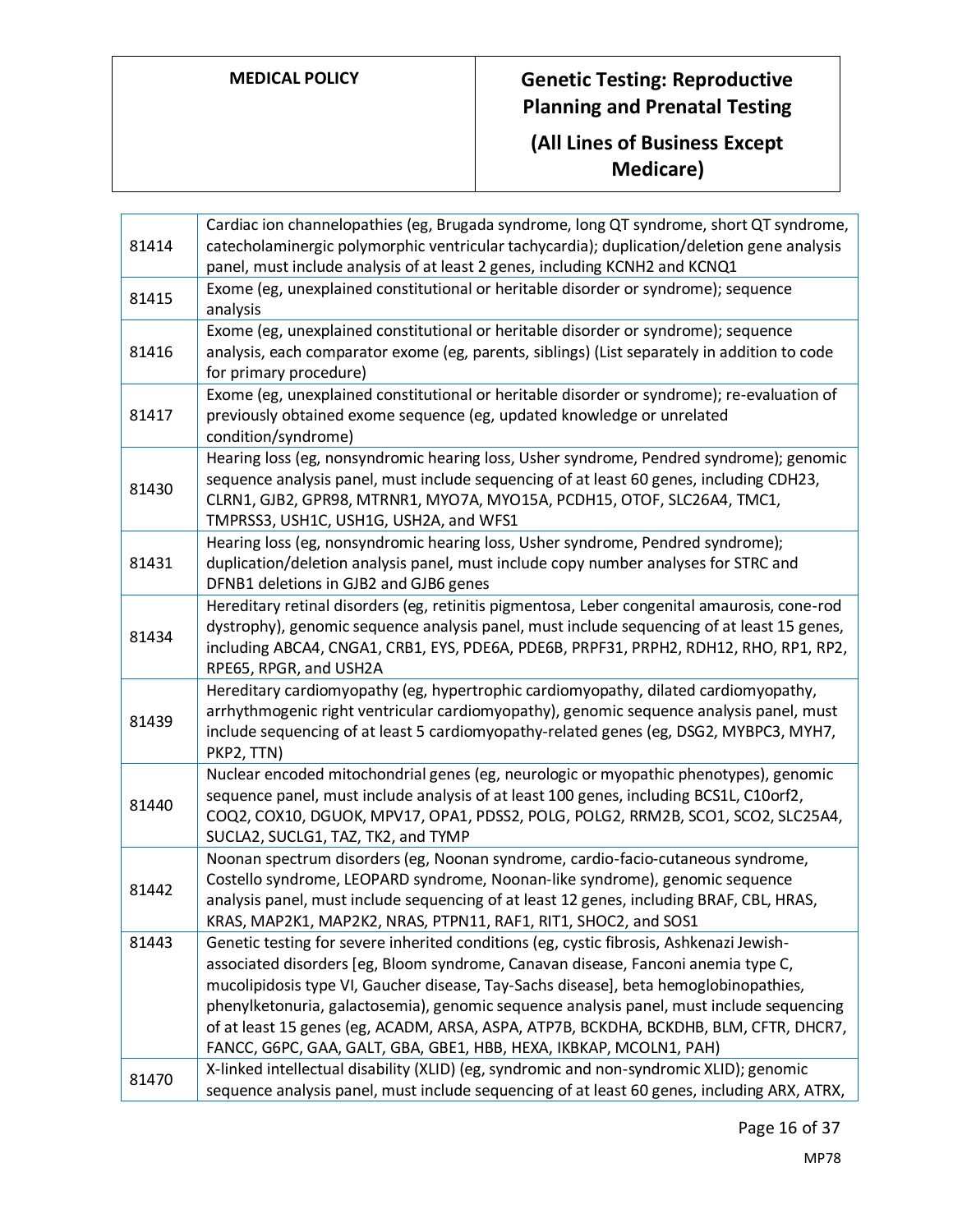| | |
|---|---|
| 81414 | Cardiac ion channelopathies (eg, Brugada syndrome, long QT syndrome, short QT syndrome, catecholaminergic polymorphic ventricular tachycardia); duplication/deletion gene analysis panel, must include analysis of at least 2 genes, including KCNH2 and KCNQ1 |
| 81415 | Exome (eg, unexplained constitutional or heritable disorder or syndrome); sequence analysis |
| 81416 | Exome (eg, unexplained constitutional or heritable disorder or syndrome); sequence analysis, each comparator exome (eg, parents, siblings) (List separately in addition to code for primary procedure) |
| 81417 | Exome (eg, unexplained constitutional or heritable disorder or syndrome); re-evaluation of previously obtained exome sequence (eg, updated knowledge or unrelated condition/syndrome) |
| 81430 | Hearing loss (eg, nonsyndromic hearing loss, Usher syndrome, Pendred syndrome); genomic sequence analysis panel, must include sequencing of at least 60 genes, including CDH23, CLRN1, GJB2, GPR98, MTRNR1, MYO7A, MYO15A, PCDH15, OTOF, SLC26A4, TMC1, TMPRSS3, USH1C, USH1G, USH2A, and WFS1 |
| 81431 | Hearing loss (eg, nonsyndromic hearing loss, Usher syndrome, Pendred syndrome); duplication/deletion analysis panel, must include copy number analyses for STRC and DFNB1 deletions in GJB2 and GJB6 genes |
| 81434 | Hereditary retinal disorders (eg, retinitis pigmentosa, Leber congenital amaurosis, cone-rod dystrophy), genomic sequence analysis panel, must include sequencing of at least 15 genes, including ABCA4, CNGA1, CRB1, EYS, PDE6A, PDE6B, PRPF31, PRPH2, RDH12, RHO, RP1, RP2, RPE65, RPGR, and USH2A |
| 81439 | Hereditary cardiomyopathy (eg, hypertrophic cardiomyopathy, dilated cardiomyopathy, arrhythmogenic right ventricular cardiomyopathy), genomic sequence analysis panel, must include sequencing of at least 5 cardiomyopathy-related genes (eg, DSG2, MYBPC3, MYH7, PKP2, TTN) |
| 81440 | Nuclear encoded mitochondrial genes (eg, neurologic or myopathic phenotypes), genomic sequence panel, must include analysis of at least 100 genes, including BCS1L, C10orf2, COQ2, COX10, DGUOK, MPV17, OPA1, PDSS2, POLG, POLG2, RRM2B, SCO1, SCO2, SLC25A4, SUCLA2, SUCLG1, TAZ, TK2, and TYMP |
| 81442 | Noonan spectrum disorders (eg, Noonan syndrome, cardio-facio-cutaneous syndrome, Costello syndrome, LEOPARD syndrome, Noonan-like syndrome), genomic sequence analysis panel, must include sequencing of at least 12 genes, including BRAF, CBL, HRAS, KRAS, MAP2K1, MAP2K2, NRAS, PTPN11, RAF1, RIT1, SHOC2, and SOS1 |
| 81443 | Genetic testing for severe inherited conditions (eg, cystic fibrosis, Ashkenazi Jewish-associated disorders [eg, Bloom syndrome, Canavan disease, Fanconi anemia type C, mucolipidosis type VI, Gaucher disease, Tay-Sachs disease], beta hemoglobinopathies, phenylketonuria, galactosemia), genomic sequence analysis panel, must include sequencing of at least 15 genes (eg, ACADM, ARSA, ASPA, ATP7B, BCKDHA, BCKDHB, BLM, CFTR, DHCR7, FANCC, G6PC, GAA, GALT, GBA, GBE1, HBB, HEXA, IKBKAP, MCOLN1, PAH) |
| 81470 | X-linked intellectual disability (XLID) (eg, syndromic and non-syndromic XLID); genomic sequence analysis panel, must include sequencing of at least 60 genes, including ARX, ATRX, |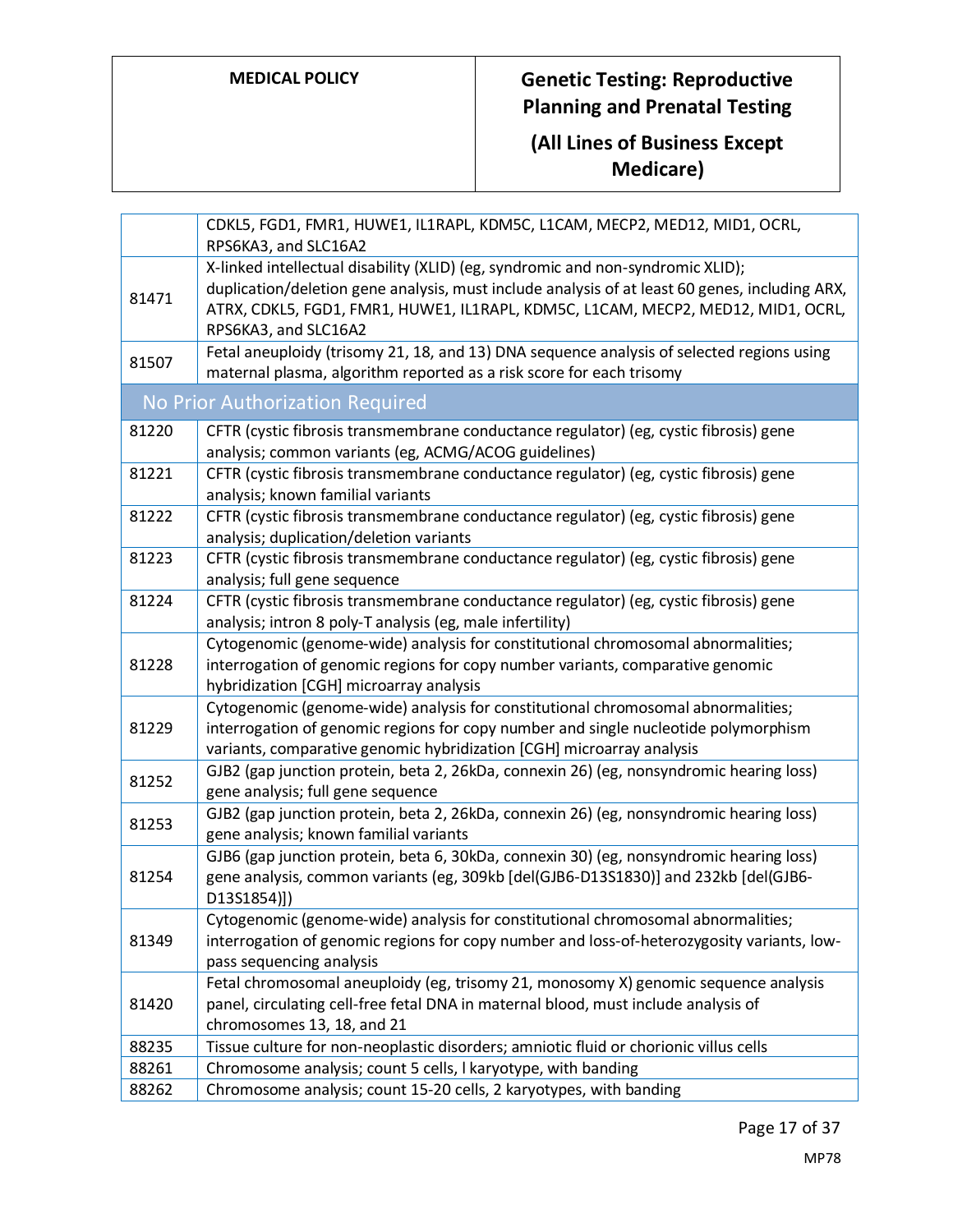| | |
|---|---|
| | CDKL5, FGD1, FMR1, HUWE1, IL1RAPL, KDM5C, L1CAM, MECP2, MED12, MID1, OCRL, RPS6KA3, and SLC16A2 |
| 81471 | X-linked intellectual disability (XLID) (eg, syndromic and non-syndromic XLID); duplication/deletion gene analysis, must include analysis of at least 60 genes, including ARX, ATRX, CDKL5, FGD1, FMR1, HUWE1, IL1RAPL, KDM5C, L1CAM, MECP2, MED12, MID1, OCRL, RPS6KA3, and SLC16A2 |
| 81507 | Fetal aneuploidy (trisomy 21, 18, and 13) DNA sequence analysis of selected regions using maternal plasma, algorithm reported as a risk score for each trisomy |
| **No Prior Authorization Required** | |
| 81220 | CFTR (cystic fibrosis transmembrane conductance regulator) (eg, cystic fibrosis) gene analysis; common variants (eg, ACMG/ACOG guidelines) |
| 81221 | CFTR (cystic fibrosis transmembrane conductance regulator) (eg, cystic fibrosis) gene analysis; known familial variants |
| 81222 | CFTR (cystic fibrosis transmembrane conductance regulator) (eg, cystic fibrosis) gene analysis; duplication/deletion variants |
| 81223 | CFTR (cystic fibrosis transmembrane conductance regulator) (eg, cystic fibrosis) gene analysis; full gene sequence |
| 81224 | CFTR (cystic fibrosis transmembrane conductance regulator) (eg, cystic fibrosis) gene analysis; intron 8 poly-T analysis (eg, male infertility) |
| 81228 | Cytogenomic (genome-wide) analysis for constitutional chromosomal abnormalities; interrogation of genomic regions for copy number variants, comparative genomic hybridization [CGH] microarray analysis |
| 81229 | Cytogenomic (genome-wide) analysis for constitutional chromosomal abnormalities; interrogation of genomic regions for copy number and single nucleotide polymorphism variants, comparative genomic hybridization [CGH] microarray analysis |
| 81252 | GJB2 (gap junction protein, beta 2, 26kDa, connexin 26) (eg, nonsyndromic hearing loss) gene analysis; full gene sequence |
| 81253 | GJB2 (gap junction protein, beta 2, 26kDa, connexin 26) (eg, nonsyndromic hearing loss) gene analysis; known familial variants |
| 81254 | GJB6 (gap junction protein, beta 6, 30kDa, connexin 30) (eg, nonsyndromic hearing loss) gene analysis, common variants (eg, 309kb [del(GJB6-D13S1830)] and 232kb [del(GJB6-D13S1854)]) |
| 81349 | Cytogenomic (genome-wide) analysis for constitutional chromosomal abnormalities; interrogation of genomic regions for copy number and loss-of-heterozygosity variants, low-pass sequencing analysis |
| 81420 | Fetal chromosomal aneuploidy (eg, trisomy 21, monosomy X) genomic sequence analysis panel, circulating cell-free fetal DNA in maternal blood, must include analysis of chromosomes 13, 18, and 21 |
| 88235 | Tissue culture for non-neoplastic disorders; amniotic fluid or chorionic villus cells |
| 88261 | Chromosome analysis; count 5 cells, l karyotype, with banding |
| 88262 | Chromosome analysis; count 15-20 cells, 2 karyotypes, with banding |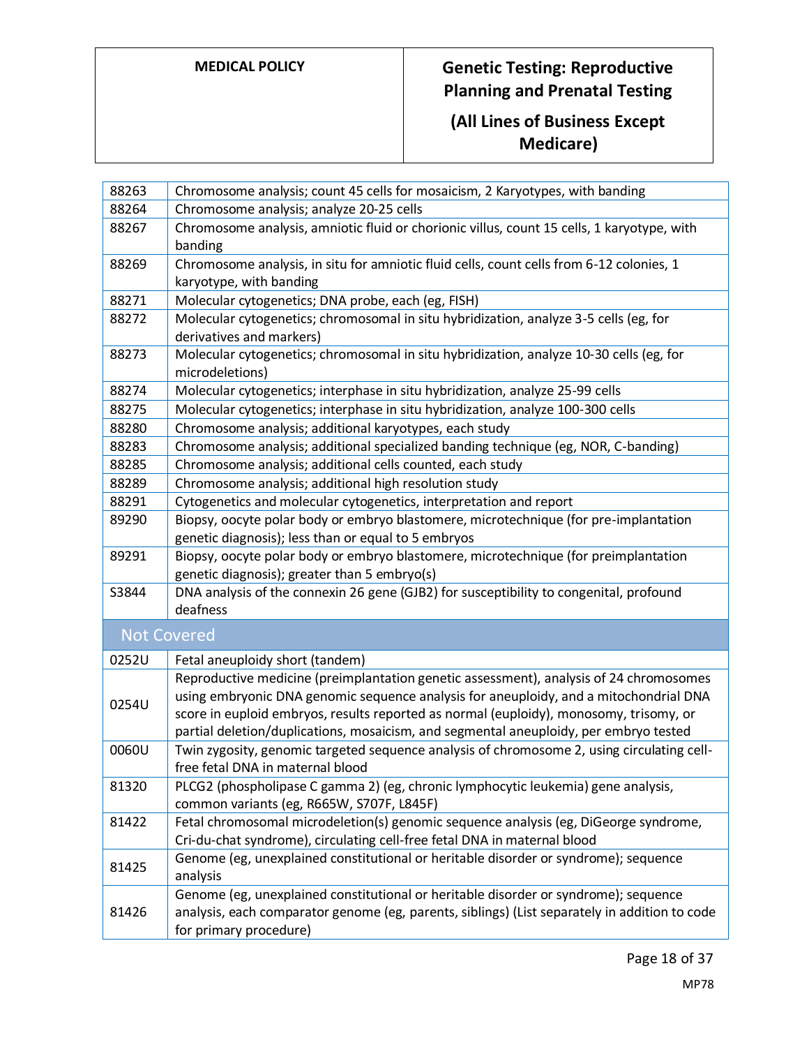| | |
|---|---|
| 88263 | Chromosome analysis; count 45 cells for mosaicism, 2 Karyotypes, with banding |
| 88264 | Chromosome analysis; analyze 20-25 cells |
| 88267 | Chromosome analysis, amniotic fluid or chorionic villus, count 15 cells, 1 karyotype, with banding |
| 88269 | Chromosome analysis, in situ for amniotic fluid cells, count cells from 6-12 colonies, 1 karyotype, with banding |
| 88271 | Molecular cytogenetics; DNA probe, each (eg, FISH) |
| 88272 | Molecular cytogenetics; chromosomal in situ hybridization, analyze 3-5 cells (eg, for derivatives and markers) |
| 88273 | Molecular cytogenetics; chromosomal in situ hybridization, analyze 10-30 cells (eg, for microdeletions) |
| 88274 | Molecular cytogenetics; interphase in situ hybridization, analyze 25-99 cells |
| 88275 | Molecular cytogenetics; interphase in situ hybridization, analyze 100-300 cells |
| 88280 | Chromosome analysis; additional karyotypes, each study |
| 88283 | Chromosome analysis; additional specialized banding technique (eg, NOR, C-banding) |
| 88285 | Chromosome analysis; additional cells counted, each study |
| 88289 | Chromosome analysis; additional high resolution study |
| 88291 | Cytogenetics and molecular cytogenetics, interpretation and report |
| 89290 | Biopsy, oocyte polar body or embryo blastomere, microtechnique (for pre-implantation genetic diagnosis); less than or equal to 5 embryos |
| 89291 | Biopsy, oocyte polar body or embryo blastomere, microtechnique (for preimplantation genetic diagnosis); greater than 5 embryo(s) |
| S3844 | DNA analysis of the connexin 26 gene (GJB2) for susceptibility to congenital, profound deafness |
| **Not Covered** | |
| 0252U | Fetal aneuploidy short (tandem) |
| 0254U | Reproductive medicine (preimplantation genetic assessment), analysis of 24 chromosomes using embryonic DNA genomic sequence analysis for aneuploidy, and a mitochondrial DNA score in euploid embryos, results reported as normal (euploidy), monosomy, trisomy, or partial deletion/duplications, mosaicism, and segmental aneuploidy, per embryo tested |
| 0060U | Twin zygosity, genomic targeted sequence analysis of chromosome 2, using circulating cell-free fetal DNA in maternal blood |
| 81320 | PLCG2 (phospholipase C gamma 2) (eg, chronic lymphocytic leukemia) gene analysis, common variants (eg, R665W, S707F, L845F) |
| 81422 | Fetal chromosomal microdeletion(s) genomic sequence analysis (eg, DiGeorge syndrome, Cri-du-chat syndrome), circulating cell-free fetal DNA in maternal blood |
| 81425 | Genome (eg, unexplained constitutional or heritable disorder or syndrome); sequence analysis |
| 81426 | Genome (eg, unexplained constitutional or heritable disorder or syndrome); sequence analysis, each comparator genome (eg, parents, siblings) (List separately in addition to code for primary procedure) |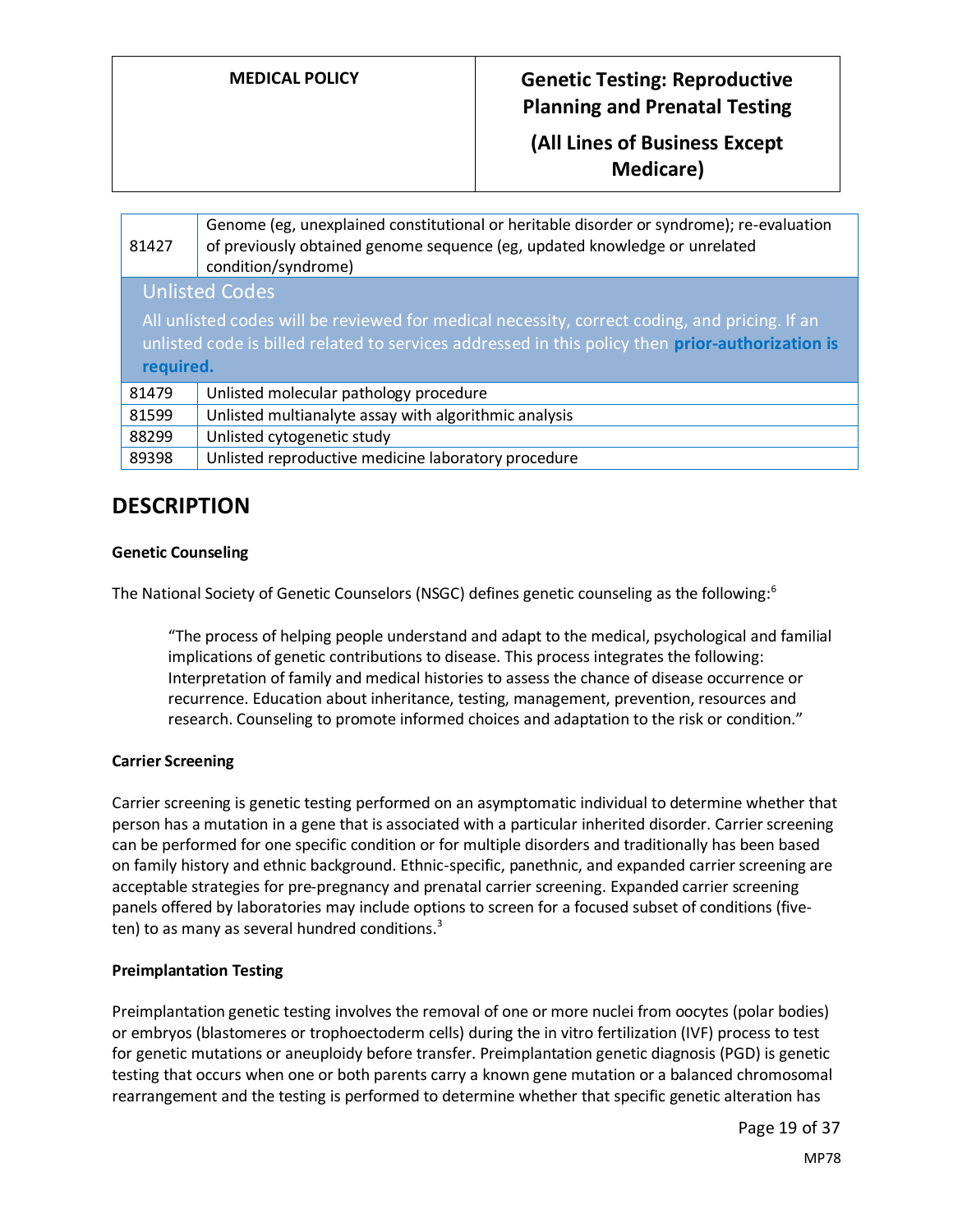| | |
|---|---|
| 81427 | Genome (eg, unexplained constitutional or heritable disorder or syndrome); re-evaluation of previously obtained genome sequence (eg, updated knowledge or unrelated condition/syndrome) |
| **Unlisted Codes** All unlisted codes will be reviewed for medical necessity, correct coding, and pricing. If an unlisted code is billed related to services addressed in this policy then **prior-authorization is required.** | |
| 81479 | Unlisted molecular pathology procedure |
| 81599 | Unlisted multianalyte assay with algorithmic analysis |
| 88299 | Unlisted cytogenetic study |
| 89398 | Unlisted reproductive medicine laboratory procedure |

## DESCRIPTION

### Genetic Counseling

The National Society of Genetic Counselors (NSGC) defines genetic counseling as the following:[6]

> "The process of helping people understand and adapt to the medical, psychological and familial implications of genetic contributions to disease. This process integrates the following: Interpretation of family and medical histories to assess the chance of disease occurrence or recurrence. Education about inheritance, testing, management, prevention, resources and research. Counseling to promote informed choices and adaptation to the risk or condition."

### Carrier Screening

Carrier screening is genetic testing performed on an asymptomatic individual to determine whether that person has a mutation in a gene that is associated with a particular inherited disorder. Carrier screening can be performed for one specific condition or for multiple disorders and traditionally has been based on family history and ethnic background. Ethnic-specific, panethnic, and expanded carrier screening are acceptable strategies for pre-pregnancy and prenatal carrier screening. Expanded carrier screening panels offered by laboratories may include options to screen for a focused subset of conditions (five-ten) to as many as several hundred conditions.[3]

### Preimplantation Testing

Preimplantation genetic testing involves the removal of one or more nuclei from oocytes (polar bodies) or embryos (blastomeres or trophoectoderm cells) during the in vitro fertilization (IVF) process to test for genetic mutations or aneuploidy before transfer. Preimplantation genetic diagnosis (PGD) is genetic testing that occurs when one or both parents carry a known gene mutation or a balanced chromosomal rearrangement and the testing is performed to determine whether that specific genetic alteration has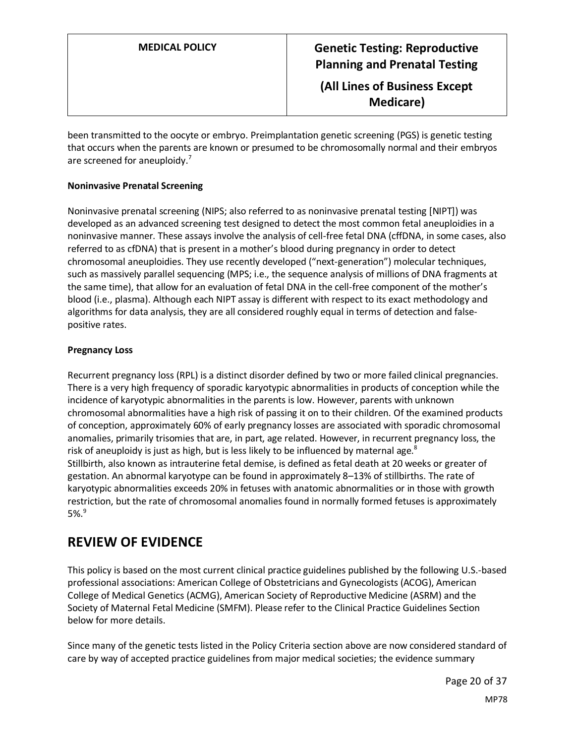been transmitted to the oocyte or embryo. Preimplantation genetic screening (PGS) is genetic testing that occurs when the parents are known or presumed to be chromosomally normal and their embryos are screened for aneuploidy.[7]

**Noninvasive Prenatal Screening**

Noninvasive prenatal screening (NIPS; also referred to as noninvasive prenatal testing [NIPT]) was developed as an advanced screening test designed to detect the most common fetal aneuploidies in a noninvasive manner. These assays involve the analysis of cell-free fetal DNA (cffDNA, in some cases, also referred to as cfDNA) that is present in a mother's blood during pregnancy in order to detect chromosomal aneuploidies. They use recently developed ("next-generation") molecular techniques, such as massively parallel sequencing (MPS; i.e., the sequence analysis of millions of DNA fragments at the same time), that allow for an evaluation of fetal DNA in the cell-free component of the mother's blood (i.e., plasma). Although each NIPT assay is different with respect to its exact methodology and algorithms for data analysis, they are all considered roughly equal in terms of detection and false-positive rates.

**Pregnancy Loss**

Recurrent pregnancy loss (RPL) is a distinct disorder defined by two or more failed clinical pregnancies. There is a very high frequency of sporadic karyotypic abnormalities in products of conception while the incidence of karyotypic abnormalities in the parents is low. However, parents with unknown chromosomal abnormalities have a high risk of passing it on to their children. Of the examined products of conception, approximately 60% of early pregnancy losses are associated with sporadic chromosomal anomalies, primarily trisomies that are, in part, age related. However, in recurrent pregnancy loss, the risk of aneuploidy is just as high, but is less likely to be influenced by maternal age.[8]
Stillbirth, also known as intrauterine fetal demise, is defined as fetal death at 20 weeks or greater of gestation. An abnormal karyotype can be found in approximately 8–13% of stillbirths. The rate of karyotypic abnormalities exceeds 20% in fetuses with anatomic abnormalities or in those with growth restriction, but the rate of chromosomal anomalies found in normally formed fetuses is approximately 5%.[9]

## REVIEW OF EVIDENCE

This policy is based on the most current clinical practice guidelines published by the following U.S.-based professional associations: American College of Obstetricians and Gynecologists (ACOG), American College of Medical Genetics (ACMG), American Society of Reproductive Medicine (ASRM) and the Society of Maternal Fetal Medicine (SMFM). Please refer to the Clinical Practice Guidelines Section below for more details.

Since many of the genetic tests listed in the Policy Criteria section above are now considered standard of care by way of accepted practice guidelines from major medical societies; the evidence summary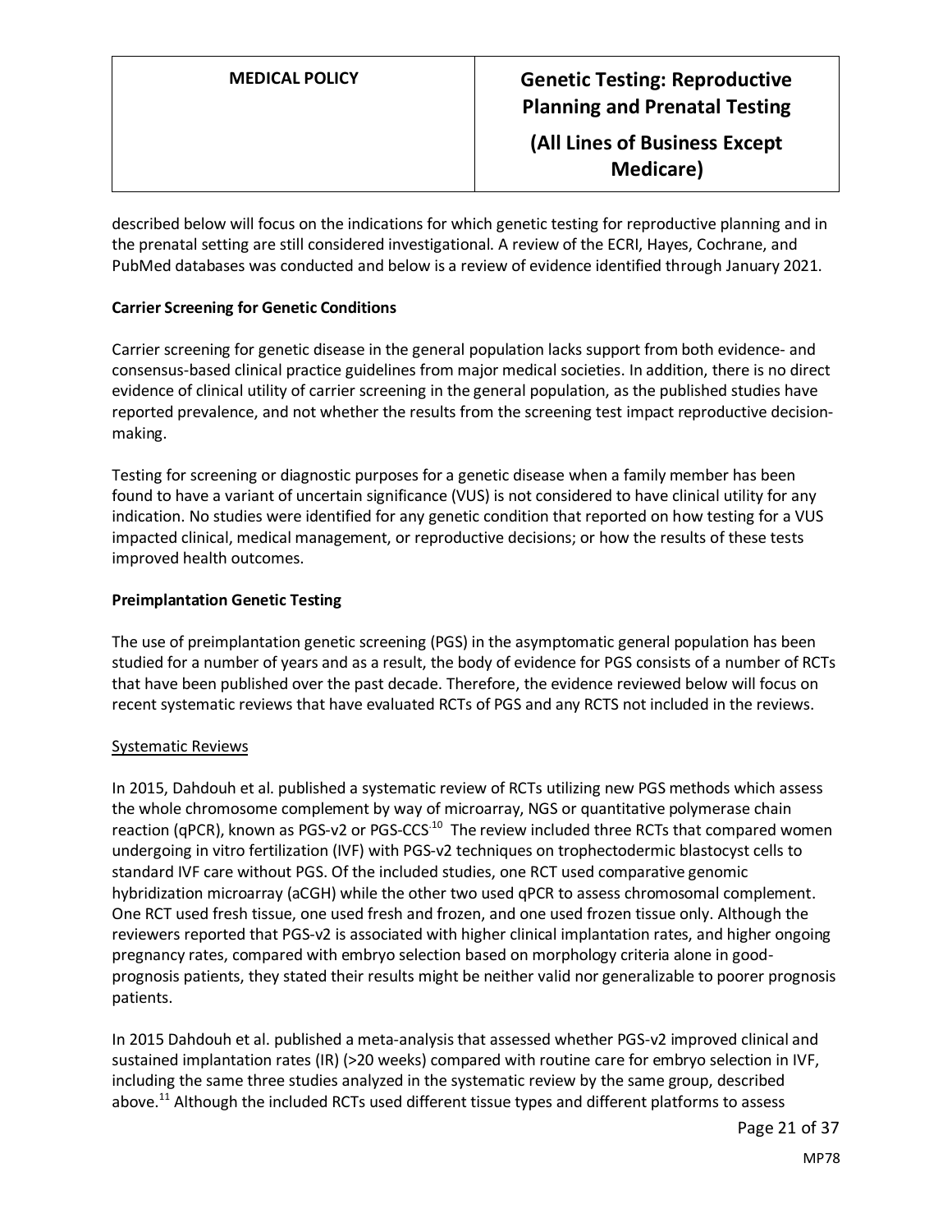described below will focus on the indications for which genetic testing for reproductive planning and in the prenatal setting are still considered investigational. A review of the ECRI, Hayes, Cochrane, and PubMed databases was conducted and below is a review of evidence identified through January 2021.

**Carrier Screening for Genetic Conditions**

Carrier screening for genetic disease in the general population lacks support from both evidence- and consensus-based clinical practice guidelines from major medical societies. In addition, there is no direct evidence of clinical utility of carrier screening in the general population, as the published studies have reported prevalence, and not whether the results from the screening test impact reproductive decision-making.

Testing for screening or diagnostic purposes for a genetic disease when a family member has been found to have a variant of uncertain significance (VUS) is not considered to have clinical utility for any indication. No studies were identified for any genetic condition that reported on how testing for a VUS impacted clinical, medical management, or reproductive decisions; or how the results of these tests improved health outcomes.

**Preimplantation Genetic Testing**

The use of preimplantation genetic screening (PGS) in the asymptomatic general population has been studied for a number of years and as a result, the body of evidence for PGS consists of a number of RCTs that have been published over the past decade. Therefore, the evidence reviewed below will focus on recent systematic reviews that have evaluated RCTs of PGS and any RCTS not included in the reviews.

Systematic Reviews

In 2015, Dahdouh et al. published a systematic review of RCTs utilizing new PGS methods which assess the whole chromosome complement by way of microarray, NGS or quantitative polymerase chain reaction (qPCR), known as PGS-v2 or PGS-CCS.[10] The review included three RCTs that compared women undergoing in vitro fertilization (IVF) with PGS-v2 techniques on trophectodermic blastocyst cells to standard IVF care without PGS. Of the included studies, one RCT used comparative genomic hybridization microarray (aCGH) while the other two used qPCR to assess chromosomal complement. One RCT used fresh tissue, one used fresh and frozen, and one used frozen tissue only. Although the reviewers reported that PGS-v2 is associated with higher clinical implantation rates, and higher ongoing pregnancy rates, compared with embryo selection based on morphology criteria alone in good-prognosis patients, they stated their results might be neither valid nor generalizable to poorer prognosis patients.

In 2015 Dahdouh et al. published a meta-analysis that assessed whether PGS-v2 improved clinical and sustained implantation rates (IR) (>20 weeks) compared with routine care for embryo selection in IVF, including the same three studies analyzed in the systematic review by the same group, described above.[11] Although the included RCTs used different tissue types and different platforms to assess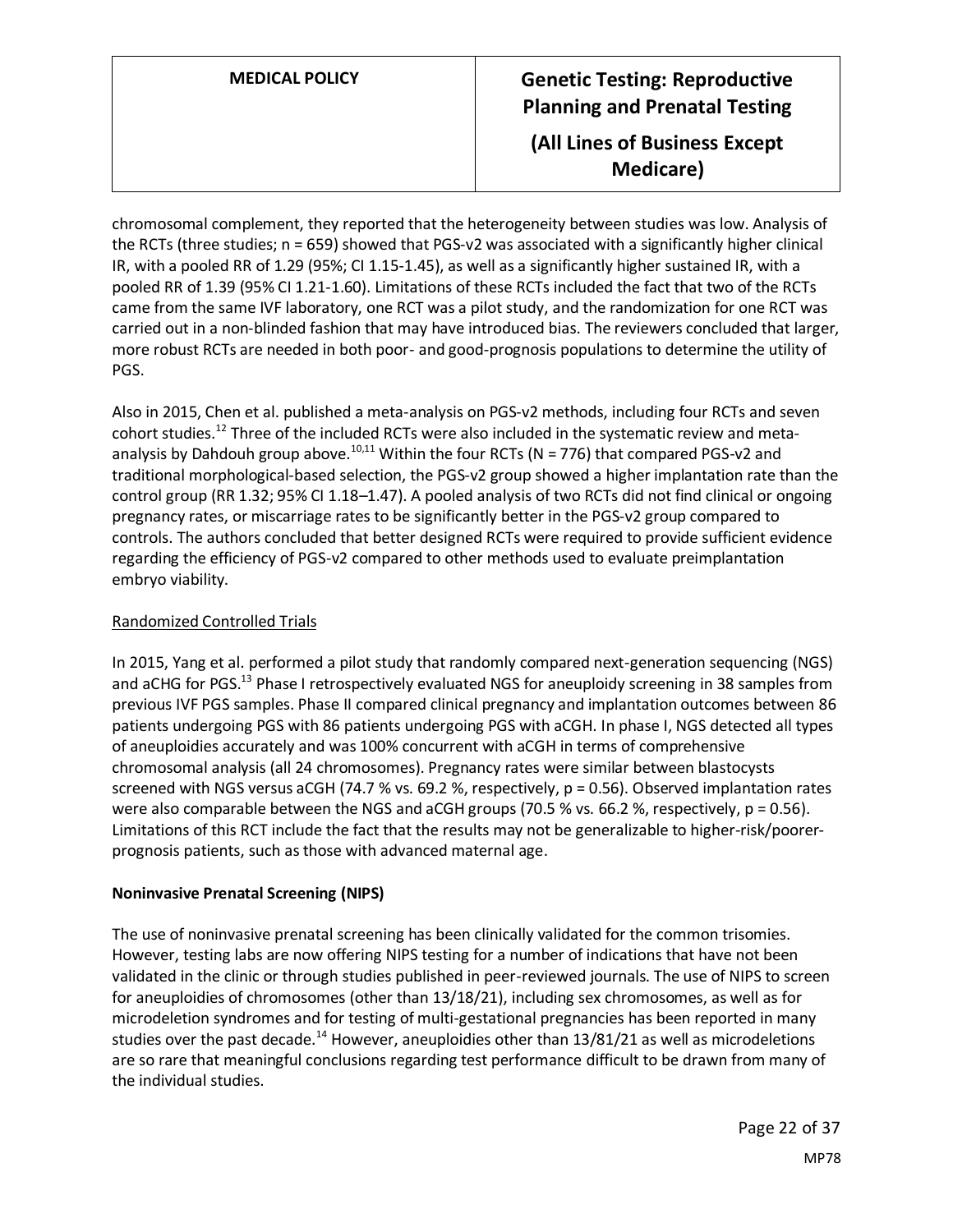chromosomal complement, they reported that the heterogeneity between studies was low. Analysis of the RCTs (three studies; n = 659) showed that PGS-v2 was associated with a significantly higher clinical IR, with a pooled RR of 1.29 (95%; CI 1.15-1.45), as well as a significantly higher sustained IR, with a pooled RR of 1.39 (95% CI 1.21-1.60). Limitations of these RCTs included the fact that two of the RCTs came from the same IVF laboratory, one RCT was a pilot study, and the randomization for one RCT was carried out in a non-blinded fashion that may have introduced bias. The reviewers concluded that larger, more robust RCTs are needed in both poor- and good-prognosis populations to determine the utility of PGS.

Also in 2015, Chen et al. published a meta-analysis on PGS-v2 methods, including four RCTs and seven cohort studies.[12] Three of the included RCTs were also included in the systematic review and meta-analysis by Dahdouh group above.[10,11] Within the four RCTs (N = 776) that compared PGS-v2 and traditional morphological-based selection, the PGS-v2 group showed a higher implantation rate than the control group (RR 1.32; 95% CI 1.18–1.47). A pooled analysis of two RCTs did not find clinical or ongoing pregnancy rates, or miscarriage rates to be significantly better in the PGS-v2 group compared to controls. The authors concluded that better designed RCTs were required to provide sufficient evidence regarding the efficiency of PGS-v2 compared to other methods used to evaluate preimplantation embryo viability.

<u>Randomized Controlled Trials</u>

In 2015, Yang et al. performed a pilot study that randomly compared next-generation sequencing (NGS) and aCHG for PGS.[13] Phase I retrospectively evaluated NGS for aneuploidy screening in 38 samples from previous IVF PGS samples. Phase II compared clinical pregnancy and implantation outcomes between 86 patients undergoing PGS with 86 patients undergoing PGS with aCGH. In phase I, NGS detected all types of aneuploidies accurately and was 100% concurrent with aCGH in terms of comprehensive chromosomal analysis (all 24 chromosomes). Pregnancy rates were similar between blastocysts screened with NGS versus aCGH (74.7 % vs. 69.2 %, respectively, p = 0.56). Observed implantation rates were also comparable between the NGS and aCGH groups (70.5 % vs. 66.2 %, respectively, p = 0.56). Limitations of this RCT include the fact that the results may not be generalizable to higher-risk/poorer-prognosis patients, such as those with advanced maternal age.

**Noninvasive Prenatal Screening (NIPS)**

The use of noninvasive prenatal screening has been clinically validated for the common trisomies. However, testing labs are now offering NIPS testing for a number of indications that have not been validated in the clinic or through studies published in peer-reviewed journals. The use of NIPS to screen for aneuploidies of chromosomes (other than 13/18/21), including sex chromosomes, as well as for microdeletion syndromes and for testing of multi-gestational pregnancies has been reported in many studies over the past decade.[14] However, aneuploidies other than 13/81/21 as well as microdeletions are so rare that meaningful conclusions regarding test performance difficult to be drawn from many of the individual studies.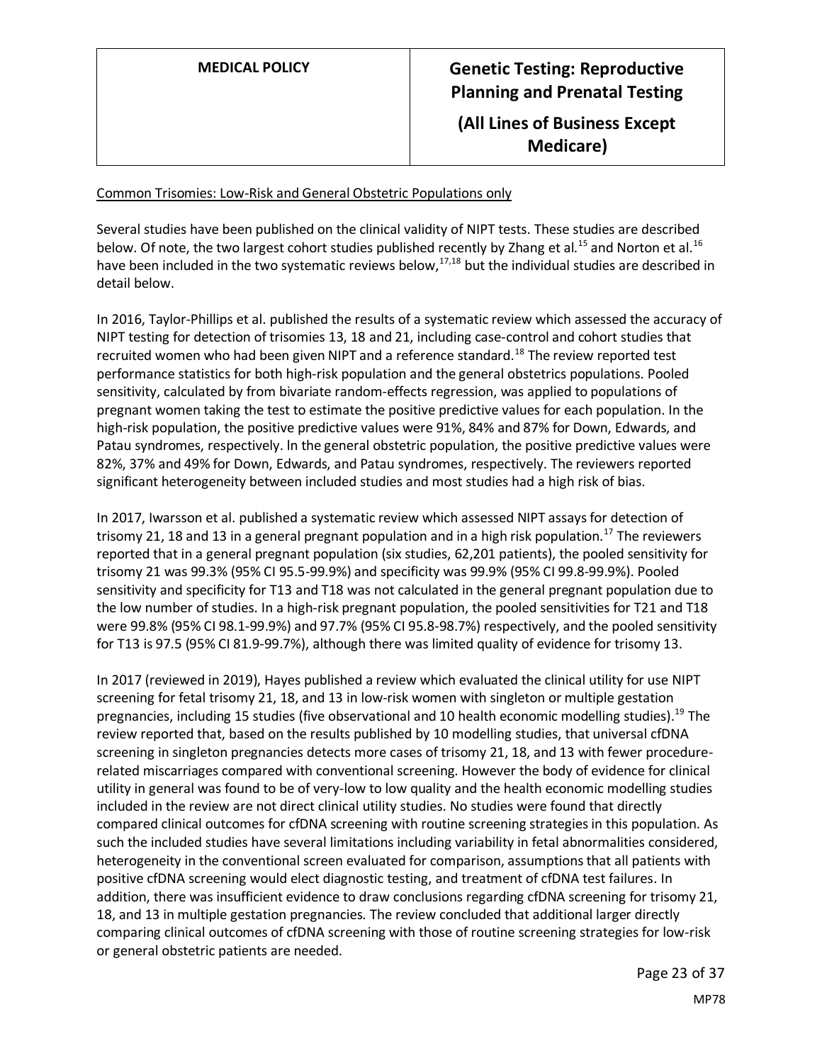Common Trisomies: Low-Risk and General Obstetric Populations only

Several studies have been published on the clinical validity of NIPT tests. These studies are described below. Of note, the two largest cohort studies published recently by Zhang et al.[15] and Norton et al.[16] have been included in the two systematic reviews below,[17,18] but the individual studies are described in detail below.

In 2016, Taylor-Phillips et al. published the results of a systematic review which assessed the accuracy of NIPT testing for detection of trisomies 13, 18 and 21, including case-control and cohort studies that recruited women who had been given NIPT and a reference standard.[18] The review reported test performance statistics for both high-risk population and the general obstetrics populations. Pooled sensitivity, calculated by from bivariate random-effects regression, was applied to populations of pregnant women taking the test to estimate the positive predictive values for each population. In the high-risk population, the positive predictive values were 91%, 84% and 87% for Down, Edwards, and Patau syndromes, respectively. In the general obstetric population, the positive predictive values were 82%, 37% and 49% for Down, Edwards, and Patau syndromes, respectively. The reviewers reported significant heterogeneity between included studies and most studies had a high risk of bias.

In 2017, Iwarsson et al. published a systematic review which assessed NIPT assays for detection of trisomy 21, 18 and 13 in a general pregnant population and in a high risk population.[17] The reviewers reported that in a general pregnant population (six studies, 62,201 patients), the pooled sensitivity for trisomy 21 was 99.3% (95% CI 95.5-99.9%) and specificity was 99.9% (95% CI 99.8-99.9%). Pooled sensitivity and specificity for T13 and T18 was not calculated in the general pregnant population due to the low number of studies. In a high-risk pregnant population, the pooled sensitivities for T21 and T18 were 99.8% (95% CI 98.1-99.9%) and 97.7% (95% CI 95.8-98.7%) respectively, and the pooled sensitivity for T13 is 97.5 (95% CI 81.9-99.7%), although there was limited quality of evidence for trisomy 13.

In 2017 (reviewed in 2019), Hayes published a review which evaluated the clinical utility for use NIPT screening for fetal trisomy 21, 18, and 13 in low-risk women with singleton or multiple gestation pregnancies, including 15 studies (five observational and 10 health economic modelling studies).[19] The review reported that, based on the results published by 10 modelling studies, that universal cfDNA screening in singleton pregnancies detects more cases of trisomy 21, 18, and 13 with fewer procedure-related miscarriages compared with conventional screening. However the body of evidence for clinical utility in general was found to be of very-low to low quality and the health economic modelling studies included in the review are not direct clinical utility studies. No studies were found that directly compared clinical outcomes for cfDNA screening with routine screening strategies in this population. As such the included studies have several limitations including variability in fetal abnormalities considered, heterogeneity in the conventional screen evaluated for comparison, assumptions that all patients with positive cfDNA screening would elect diagnostic testing, and treatment of cfDNA test failures. In addition, there was insufficient evidence to draw conclusions regarding cfDNA screening for trisomy 21, 18, and 13 in multiple gestation pregnancies. The review concluded that additional larger directly comparing clinical outcomes of cfDNA screening with those of routine screening strategies for low-risk or general obstetric patients are needed.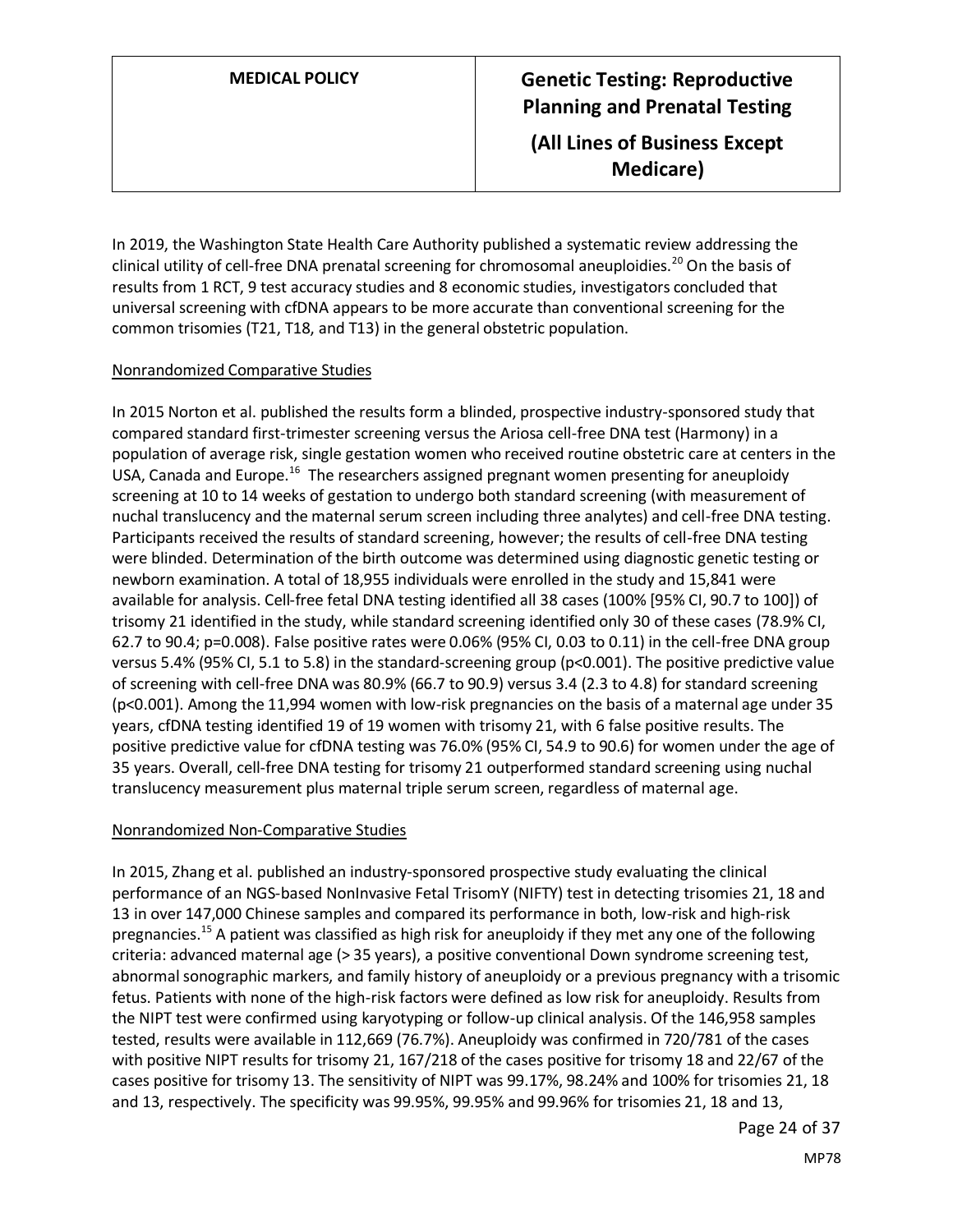In 2019, the Washington State Health Care Authority published a systematic review addressing the clinical utility of cell-free DNA prenatal screening for chromosomal aneuploidies.[20] On the basis of results from 1 RCT, 9 test accuracy studies and 8 economic studies, investigators concluded that universal screening with cfDNA appears to be more accurate than conventional screening for the common trisomies (T21, T18, and T13) in the general obstetric population.

Nonrandomized Comparative Studies

In 2015 Norton et al. published the results form a blinded, prospective industry-sponsored study that compared standard first-trimester screening versus the Ariosa cell-free DNA test (Harmony) in a population of average risk, single gestation women who received routine obstetric care at centers in the USA, Canada and Europe.[16] The researchers assigned pregnant women presenting for aneuploidy screening at 10 to 14 weeks of gestation to undergo both standard screening (with measurement of nuchal translucency and the maternal serum screen including three analytes) and cell-free DNA testing. Participants received the results of standard screening, however; the results of cell-free DNA testing were blinded. Determination of the birth outcome was determined using diagnostic genetic testing or newborn examination. A total of 18,955 individuals were enrolled in the study and 15,841 were available for analysis. Cell-free fetal DNA testing identified all 38 cases (100% [95% CI, 90.7 to 100]) of trisomy 21 identified in the study, while standard screening identified only 30 of these cases (78.9% CI, 62.7 to 90.4; p=0.008). False positive rates were 0.06% (95% CI, 0.03 to 0.11) in the cell-free DNA group versus 5.4% (95% CI, 5.1 to 5.8) in the standard-screening group (p<0.001). The positive predictive value of screening with cell-free DNA was 80.9% (66.7 to 90.9) versus 3.4 (2.3 to 4.8) for standard screening (p<0.001). Among the 11,994 women with low-risk pregnancies on the basis of a maternal age under 35 years, cfDNA testing identified 19 of 19 women with trisomy 21, with 6 false positive results. The positive predictive value for cfDNA testing was 76.0% (95% CI, 54.9 to 90.6) for women under the age of 35 years. Overall, cell-free DNA testing for trisomy 21 outperformed standard screening using nuchal translucency measurement plus maternal triple serum screen, regardless of maternal age.

Nonrandomized Non-Comparative Studies

In 2015, Zhang et al. published an industry-sponsored prospective study evaluating the clinical performance of an NGS-based NonInvasive Fetal TrisomY (NIFTY) test in detecting trisomies 21, 18 and 13 in over 147,000 Chinese samples and compared its performance in both, low-risk and high-risk pregnancies.[15] A patient was classified as high risk for aneuploidy if they met any one of the following criteria: advanced maternal age (> 35 years), a positive conventional Down syndrome screening test, abnormal sonographic markers, and family history of aneuploidy or a previous pregnancy with a trisomic fetus. Patients with none of the high-risk factors were defined as low risk for aneuploidy. Results from the NIPT test were confirmed using karyotyping or follow-up clinical analysis. Of the 146,958 samples tested, results were available in 112,669 (76.7%). Aneuploidy was confirmed in 720/781 of the cases with positive NIPT results for trisomy 21, 167/218 of the cases positive for trisomy 18 and 22/67 of the cases positive for trisomy 13. The sensitivity of NIPT was 99.17%, 98.24% and 100% for trisomies 21, 18 and 13, respectively. The specificity was 99.95%, 99.95% and 99.96% for trisomies 21, 18 and 13,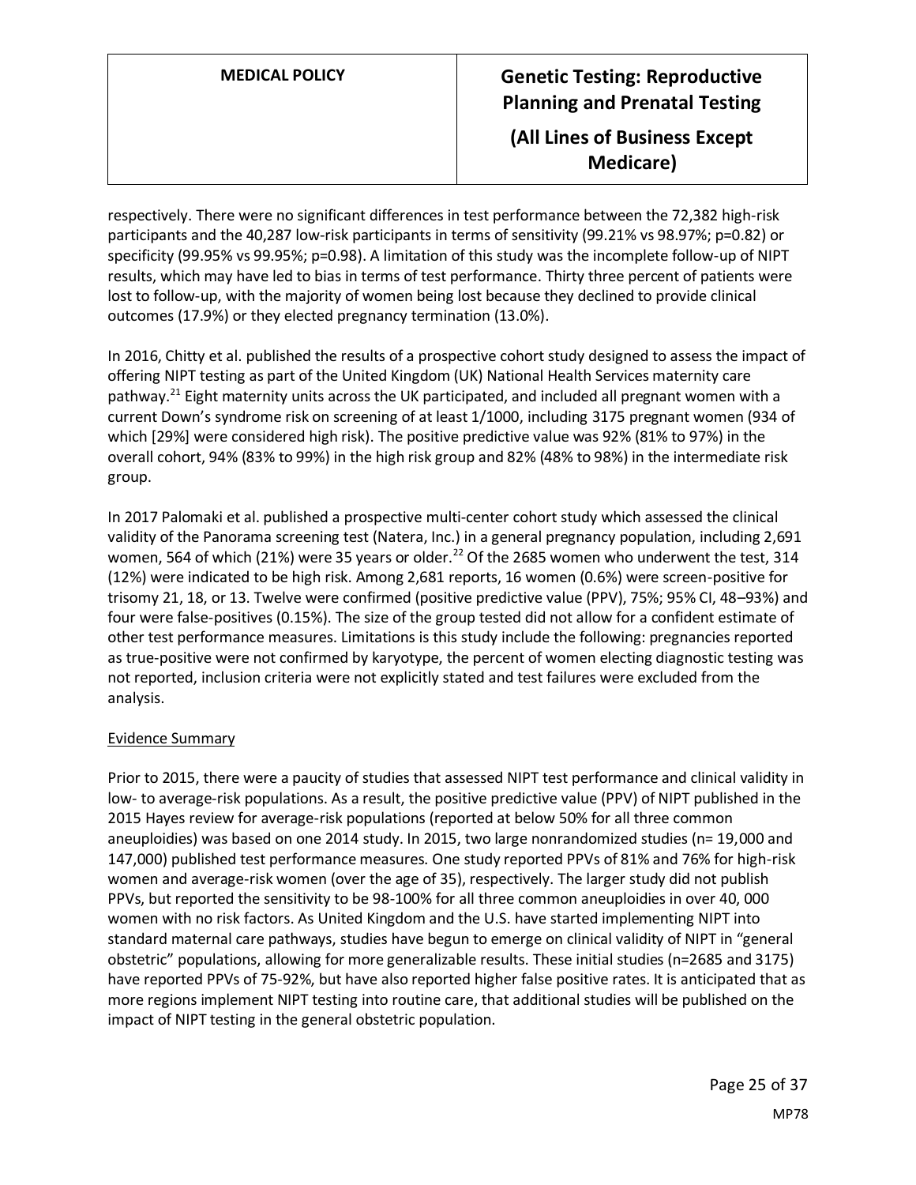respectively. There were no significant differences in test performance between the 72,382 high-risk participants and the 40,287 low-risk participants in terms of sensitivity (99.21% vs 98.97%; p=0.82) or specificity (99.95% vs 99.95%; p=0.98). A limitation of this study was the incomplete follow-up of NIPT results, which may have led to bias in terms of test performance. Thirty three percent of patients were lost to follow-up, with the majority of women being lost because they declined to provide clinical outcomes (17.9%) or they elected pregnancy termination (13.0%).

In 2016, Chitty et al. published the results of a prospective cohort study designed to assess the impact of offering NIPT testing as part of the United Kingdom (UK) National Health Services maternity care pathway.[21] Eight maternity units across the UK participated, and included all pregnant women with a current Down's syndrome risk on screening of at least 1/1000, including 3175 pregnant women (934 of which [29%] were considered high risk). The positive predictive value was 92% (81% to 97%) in the overall cohort, 94% (83% to 99%) in the high risk group and 82% (48% to 98%) in the intermediate risk group.

In 2017 Palomaki et al. published a prospective multi-center cohort study which assessed the clinical validity of the Panorama screening test (Natera, Inc.) in a general pregnancy population, including 2,691 women, 564 of which (21%) were 35 years or older.[22] Of the 2685 women who underwent the test, 314 (12%) were indicated to be high risk. Among 2,681 reports, 16 women (0.6%) were screen-positive for trisomy 21, 18, or 13. Twelve were confirmed (positive predictive value (PPV), 75%; 95% CI, 48–93%) and four were false-positives (0.15%). The size of the group tested did not allow for a confident estimate of other test performance measures. Limitations is this study include the following: pregnancies reported as true-positive were not confirmed by karyotype, the percent of women electing diagnostic testing was not reported, inclusion criteria were not explicitly stated and test failures were excluded from the analysis.

Evidence Summary

Prior to 2015, there were a paucity of studies that assessed NIPT test performance and clinical validity in low- to average-risk populations. As a result, the positive predictive value (PPV) of NIPT published in the 2015 Hayes review for average-risk populations (reported at below 50% for all three common aneuploidies) was based on one 2014 study. In 2015, two large nonrandomized studies (n= 19,000 and 147,000) published test performance measures. One study reported PPVs of 81% and 76% for high-risk women and average-risk women (over the age of 35), respectively. The larger study did not publish PPVs, but reported the sensitivity to be 98-100% for all three common aneuploidies in over 40, 000 women with no risk factors. As United Kingdom and the U.S. have started implementing NIPT into standard maternal care pathways, studies have begun to emerge on clinical validity of NIPT in "general obstetric" populations, allowing for more generalizable results. These initial studies (n=2685 and 3175) have reported PPVs of 75-92%, but have also reported higher false positive rates. It is anticipated that as more regions implement NIPT testing into routine care, that additional studies will be published on the impact of NIPT testing in the general obstetric population.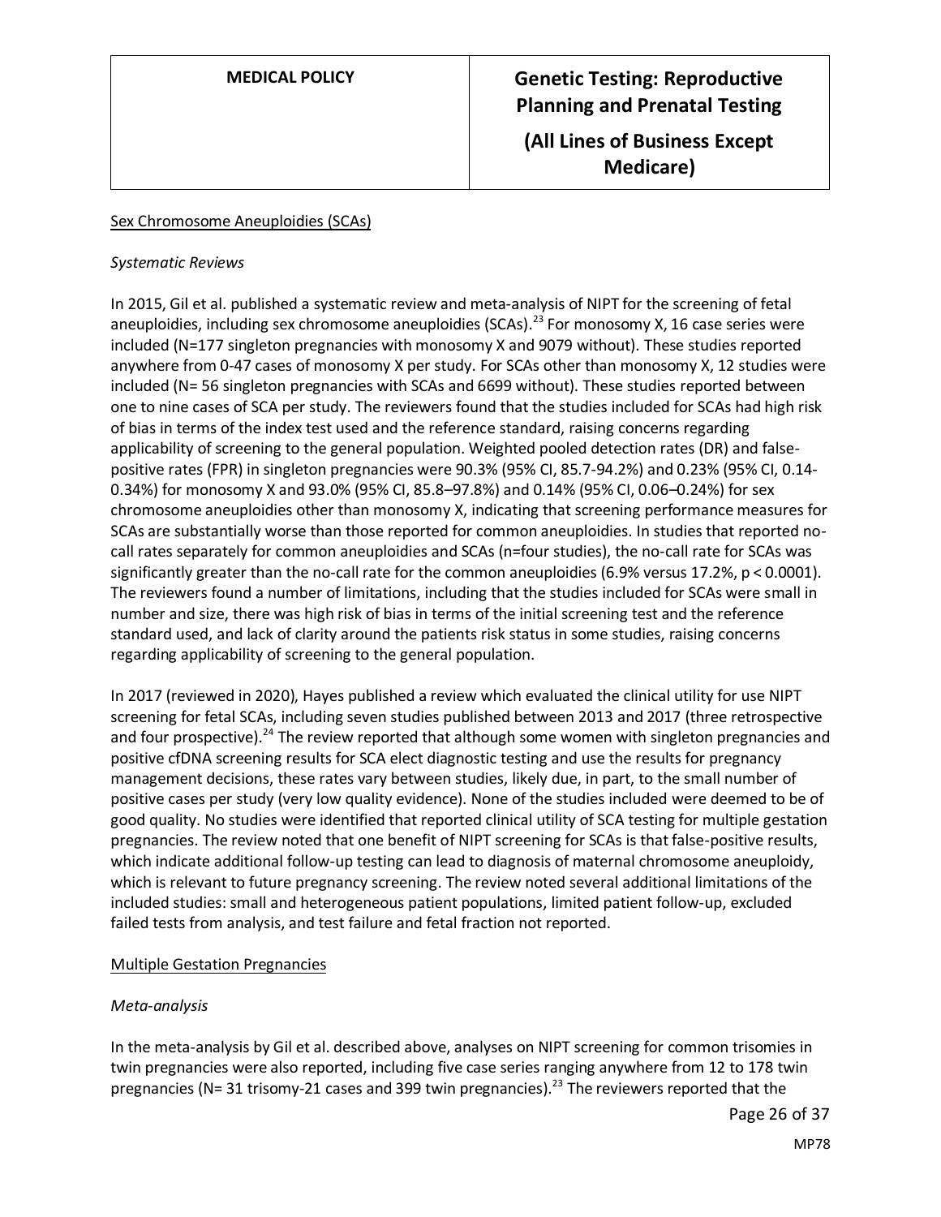Sex Chromosome Aneuploidies (SCAs)

*Systematic Reviews*

In 2015, Gil et al. published a systematic review and meta-analysis of NIPT for the screening of fetal aneuploidies, including sex chromosome aneuploidies (SCAs).[23] For monosomy X, 16 case series were included (N=177 singleton pregnancies with monosomy X and 9079 without). These studies reported anywhere from 0-47 cases of monosomy X per study. For SCAs other than monosomy X, 12 studies were included (N= 56 singleton pregnancies with SCAs and 6699 without). These studies reported between one to nine cases of SCA per study. The reviewers found that the studies included for SCAs had high risk of bias in terms of the index test used and the reference standard, raising concerns regarding applicability of screening to the general population. Weighted pooled detection rates (DR) and false-positive rates (FPR) in singleton pregnancies were 90.3% (95% CI, 85.7-94.2%) and 0.23% (95% CI, 0.14-0.34%) for monosomy X and 93.0% (95% CI, 85.8–97.8%) and 0.14% (95% CI, 0.06–0.24%) for sex chromosome aneuploidies other than monosomy X, indicating that screening performance measures for SCAs are substantially worse than those reported for common aneuploidies. In studies that reported no-call rates separately for common aneuploidies and SCAs (n=four studies), the no-call rate for SCAs was significantly greater than the no-call rate for the common aneuploidies (6.9% versus 17.2%, $p < 0.0001$). The reviewers found a number of limitations, including that the studies included for SCAs were small in number and size, there was high risk of bias in terms of the initial screening test and the reference standard used, and lack of clarity around the patients risk status in some studies, raising concerns regarding applicability of screening to the general population.

In 2017 (reviewed in 2020), Hayes published a review which evaluated the clinical utility for use NIPT screening for fetal SCAs, including seven studies published between 2013 and 2017 (three retrospective and four prospective).[24] The review reported that although some women with singleton pregnancies and positive cfDNA screening results for SCA elect diagnostic testing and use the results for pregnancy management decisions, these rates vary between studies, likely due, in part, to the small number of positive cases per study (very low quality evidence). None of the studies included were deemed to be of good quality. No studies were identified that reported clinical utility of SCA testing for multiple gestation pregnancies. The review noted that one benefit of NIPT screening for SCAs is that false-positive results, which indicate additional follow-up testing can lead to diagnosis of maternal chromosome aneuploidy, which is relevant to future pregnancy screening. The review noted several additional limitations of the included studies: small and heterogeneous patient populations, limited patient follow-up, excluded failed tests from analysis, and test failure and fetal fraction not reported.

Multiple Gestation Pregnancies

*Meta-analysis*

In the meta-analysis by Gil et al. described above, analyses on NIPT screening for common trisomies in twin pregnancies were also reported, including five case series ranging anywhere from 12 to 178 twin pregnancies (N= 31 trisomy-21 cases and 399 twin pregnancies).[23] The reviewers reported that the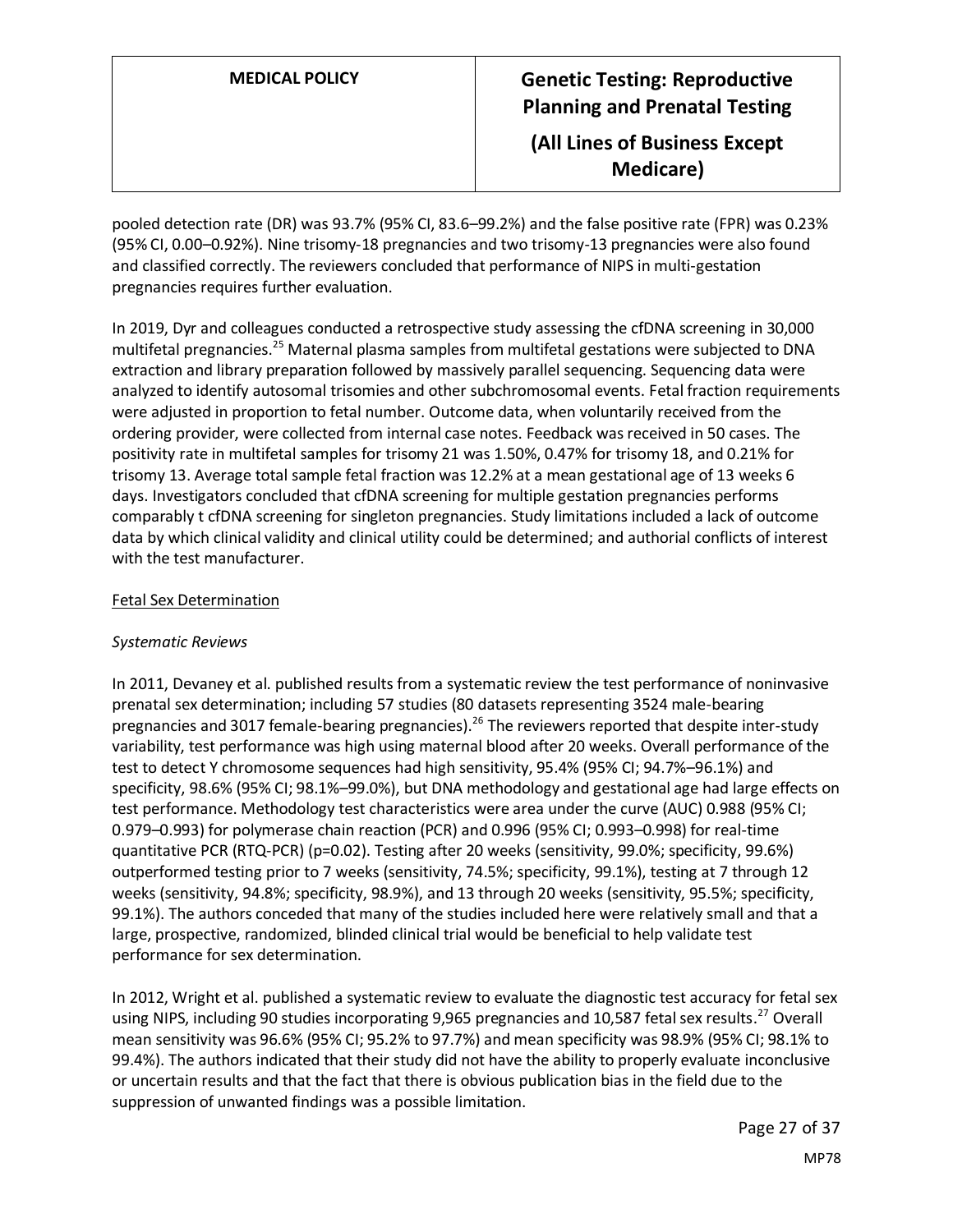pooled detection rate (DR) was 93.7% (95% CI, 83.6–99.2%) and the false positive rate (FPR) was 0.23% (95% CI, 0.00–0.92%). Nine trisomy-18 pregnancies and two trisomy-13 pregnancies were also found and classified correctly. The reviewers concluded that performance of NIPS in multi-gestation pregnancies requires further evaluation.

In 2019, Dyr and colleagues conducted a retrospective study assessing the cfDNA screening in 30,000 multifetal pregnancies.[25] Maternal plasma samples from multifetal gestations were subjected to DNA extraction and library preparation followed by massively parallel sequencing. Sequencing data were analyzed to identify autosomal trisomies and other subchromosomal events. Fetal fraction requirements were adjusted in proportion to fetal number. Outcome data, when voluntarily received from the ordering provider, were collected from internal case notes. Feedback was received in 50 cases. The positivity rate in multifetal samples for trisomy 21 was 1.50%, 0.47% for trisomy 18, and 0.21% for trisomy 13. Average total sample fetal fraction was 12.2% at a mean gestational age of 13 weeks 6 days. Investigators concluded that cfDNA screening for multiple gestation pregnancies performs comparably t cfDNA screening for singleton pregnancies. Study limitations included a lack of outcome data by which clinical validity and clinical utility could be determined; and authorial conflicts of interest with the test manufacturer.

<u>Fetal Sex Determination</u>

*Systematic Reviews*

In 2011, Devaney et al. published results from a systematic review the test performance of noninvasive prenatal sex determination; including 57 studies (80 datasets representing 3524 male-bearing pregnancies and 3017 female-bearing pregnancies).[26] The reviewers reported that despite inter-study variability, test performance was high using maternal blood after 20 weeks. Overall performance of the test to detect Y chromosome sequences had high sensitivity, 95.4% (95% CI; 94.7%–96.1%) and specificity, 98.6% (95% CI; 98.1%–99.0%), but DNA methodology and gestational age had large effects on test performance. Methodology test characteristics were area under the curve (AUC) 0.988 (95% CI; 0.979–0.993) for polymerase chain reaction (PCR) and 0.996 (95% CI; 0.993–0.998) for real-time quantitative PCR (RTQ-PCR) (p=0.02). Testing after 20 weeks (sensitivity, 99.0%; specificity, 99.6%) outperformed testing prior to 7 weeks (sensitivity, 74.5%; specificity, 99.1%), testing at 7 through 12 weeks (sensitivity, 94.8%; specificity, 98.9%), and 13 through 20 weeks (sensitivity, 95.5%; specificity, 99.1%). The authors conceded that many of the studies included here were relatively small and that a large, prospective, randomized, blinded clinical trial would be beneficial to help validate test performance for sex determination.

In 2012, Wright et al. published a systematic review to evaluate the diagnostic test accuracy for fetal sex using NIPS, including 90 studies incorporating 9,965 pregnancies and 10,587 fetal sex results.[27] Overall mean sensitivity was 96.6% (95% CI; 95.2% to 97.7%) and mean specificity was 98.9% (95% CI; 98.1% to 99.4%). The authors indicated that their study did not have the ability to properly evaluate inconclusive or uncertain results and that the fact that there is obvious publication bias in the field due to the suppression of unwanted findings was a possible limitation.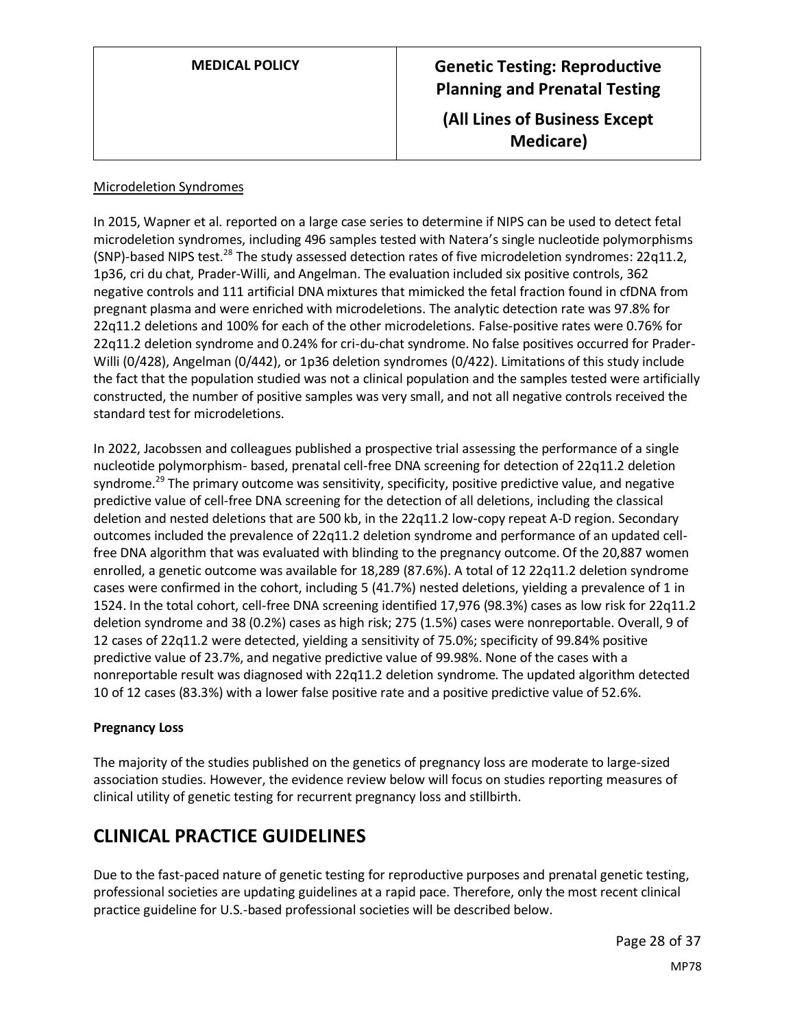Microdeletion Syndromes

In 2015, Wapner et al. reported on a large case series to determine if NIPS can be used to detect fetal microdeletion syndromes, including 496 samples tested with Natera's single nucleotide polymorphisms (SNP)-based NIPS test.[28] The study assessed detection rates of five microdeletion syndromes: 22q11.2, 1p36, cri du chat, Prader-Willi, and Angelman. The evaluation included six positive controls, 362 negative controls and 111 artificial DNA mixtures that mimicked the fetal fraction found in cfDNA from pregnant plasma and were enriched with microdeletions. The analytic detection rate was 97.8% for 22q11.2 deletions and 100% for each of the other microdeletions. False-positive rates were 0.76% for 22q11.2 deletion syndrome and 0.24% for cri-du-chat syndrome. No false positives occurred for Prader-Willi (0/428), Angelman (0/442), or 1p36 deletion syndromes (0/422). Limitations of this study include the fact that the population studied was not a clinical population and the samples tested were artificially constructed, the number of positive samples was very small, and not all negative controls received the standard test for microdeletions.

In 2022, Jacobssen and colleagues published a prospective trial assessing the performance of a single nucleotide polymorphism- based, prenatal cell-free DNA screening for detection of 22q11.2 deletion syndrome.[29] The primary outcome was sensitivity, specificity, positive predictive value, and negative predictive value of cell-free DNA screening for the detection of all deletions, including the classical deletion and nested deletions that are 500 kb, in the 22q11.2 low-copy repeat A-D region. Secondary outcomes included the prevalence of 22q11.2 deletion syndrome and performance of an updated cell-free DNA algorithm that was evaluated with blinding to the pregnancy outcome. Of the 20,887 women enrolled, a genetic outcome was available for 18,289 (87.6%). A total of 12 22q11.2 deletion syndrome cases were confirmed in the cohort, including 5 (41.7%) nested deletions, yielding a prevalence of 1 in 1524. In the total cohort, cell-free DNA screening identified 17,976 (98.3%) cases as low risk for 22q11.2 deletion syndrome and 38 (0.2%) cases as high risk; 275 (1.5%) cases were nonreportable. Overall, 9 of 12 cases of 22q11.2 were detected, yielding a sensitivity of 75.0%; specificity of 99.84% positive predictive value of 23.7%, and negative predictive value of 99.98%. None of the cases with a nonreportable result was diagnosed with 22q11.2 deletion syndrome. The updated algorithm detected 10 of 12 cases (83.3%) with a lower false positive rate and a positive predictive value of 52.6%.

**Pregnancy Loss**

The majority of the studies published on the genetics of pregnancy loss are moderate to large-sized association studies. However, the evidence review below will focus on studies reporting measures of clinical utility of genetic testing for recurrent pregnancy loss and stillbirth.

## CLINICAL PRACTICE GUIDELINES

Due to the fast-paced nature of genetic testing for reproductive purposes and prenatal genetic testing, professional societies are updating guidelines at a rapid pace. Therefore, only the most recent clinical practice guideline for U.S.-based professional societies will be described below.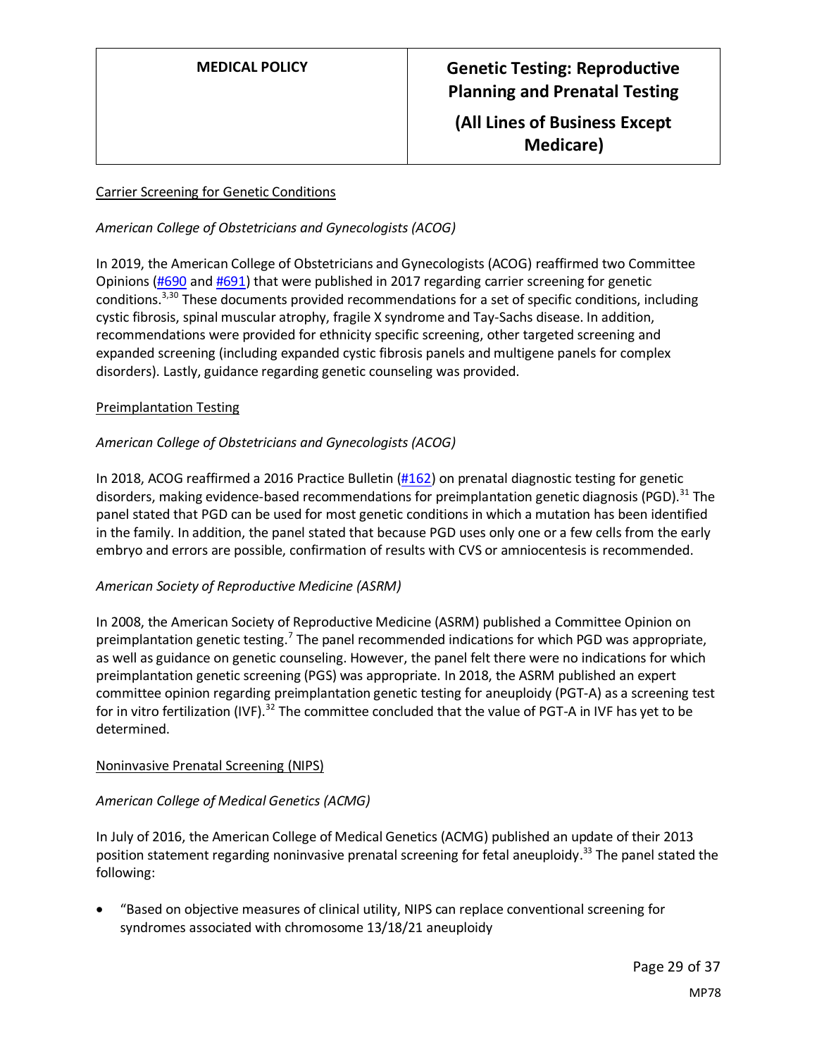Carrier Screening for Genetic Conditions

*American College of Obstetricians and Gynecologists (ACOG)*

In 2019, the American College of Obstetricians and Gynecologists (ACOG) reaffirmed two Committee Opinions (#690 and #691) that were published in 2017 regarding carrier screening for genetic conditions.[3,30] These documents provided recommendations for a set of specific conditions, including cystic fibrosis, spinal muscular atrophy, fragile X syndrome and Tay-Sachs disease. In addition, recommendations were provided for ethnicity specific screening, other targeted screening and expanded screening (including expanded cystic fibrosis panels and multigene panels for complex disorders). Lastly, guidance regarding genetic counseling was provided.

Preimplantation Testing

*American College of Obstetricians and Gynecologists (ACOG)*

In 2018, ACOG reaffirmed a 2016 Practice Bulletin (#162) on prenatal diagnostic testing for genetic disorders, making evidence-based recommendations for preimplantation genetic diagnosis (PGD).[31] The panel stated that PGD can be used for most genetic conditions in which a mutation has been identified in the family. In addition, the panel stated that because PGD uses only one or a few cells from the early embryo and errors are possible, confirmation of results with CVS or amniocentesis is recommended.

*American Society of Reproductive Medicine (ASRM)*

In 2008, the American Society of Reproductive Medicine (ASRM) published a Committee Opinion on preimplantation genetic testing.[7] The panel recommended indications for which PGD was appropriate, as well as guidance on genetic counseling. However, the panel felt there were no indications for which preimplantation genetic screening (PGS) was appropriate. In 2018, the ASRM published an expert committee opinion regarding preimplantation genetic testing for aneuploidy (PGT-A) as a screening test for in vitro fertilization (IVF).[32] The committee concluded that the value of PGT-A in IVF has yet to be determined.

Noninvasive Prenatal Screening (NIPS)

*American College of Medical Genetics (ACMG)*

In July of 2016, the American College of Medical Genetics (ACMG) published an update of their 2013 position statement regarding noninvasive prenatal screening for fetal aneuploidy.[33] The panel stated the following:

- "Based on objective measures of clinical utility, NIPS can replace conventional screening for syndromes associated with chromosome 13/18/21 aneuploidy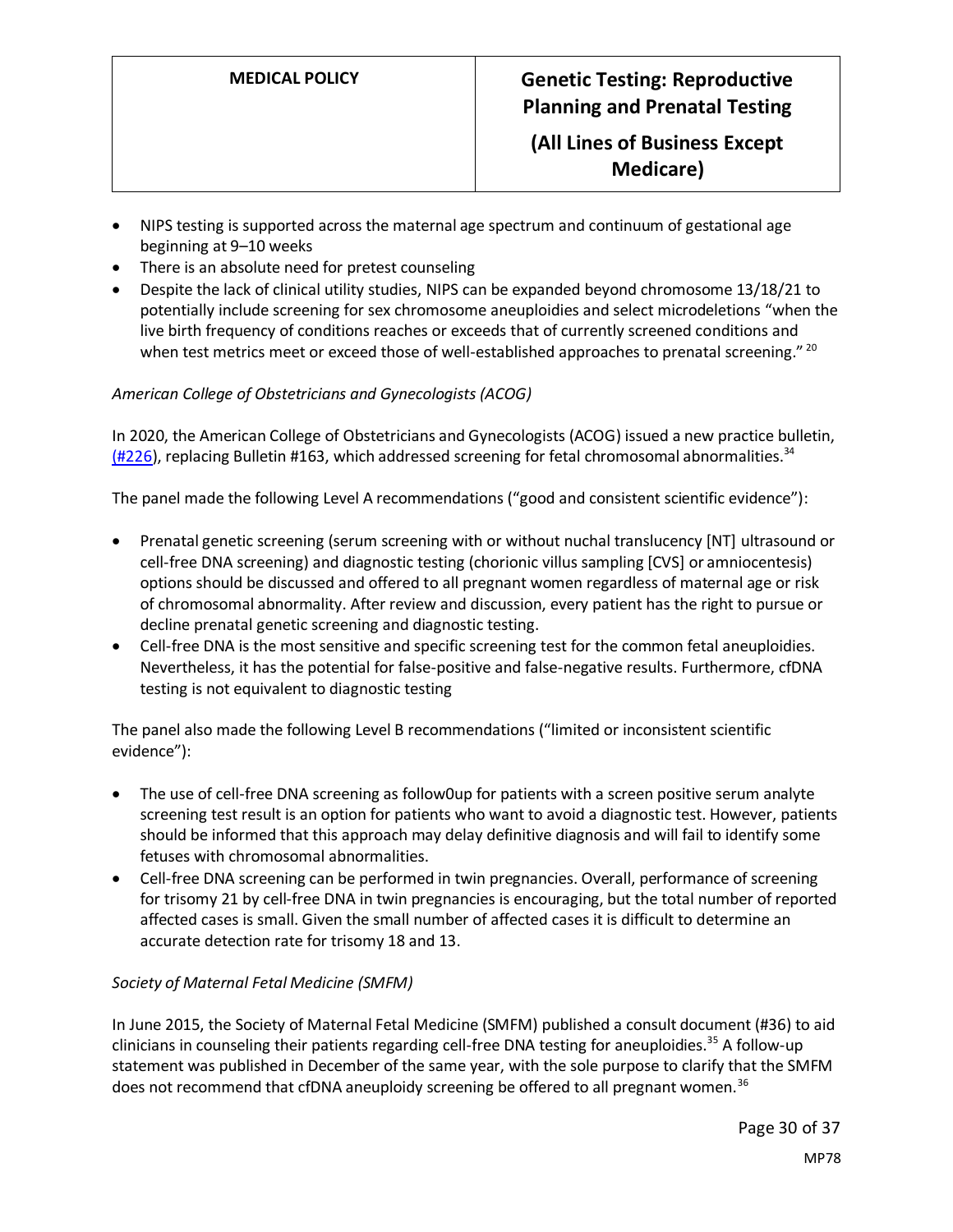- NIPS testing is supported across the maternal age spectrum and continuum of gestational age beginning at 9–10 weeks
- There is an absolute need for pretest counseling
- Despite the lack of clinical utility studies, NIPS can be expanded beyond chromosome 13/18/21 to potentially include screening for sex chromosome aneuploidies and select microdeletions "when the live birth frequency of conditions reaches or exceeds that of currently screened conditions and when test metrics meet or exceed those of well-established approaches to prenatal screening."[20]

*American College of Obstetricians and Gynecologists (ACOG)*

In 2020, the American College of Obstetricians and Gynecologists (ACOG) issued a new practice bulletin, (#226), replacing Bulletin #163, which addressed screening for fetal chromosomal abnormalities.[34]

The panel made the following Level A recommendations ("good and consistent scientific evidence"):

- Prenatal genetic screening (serum screening with or without nuchal translucency [NT] ultrasound or cell-free DNA screening) and diagnostic testing (chorionic villus sampling [CVS] or amniocentesis) options should be discussed and offered to all pregnant women regardless of maternal age or risk of chromosomal abnormality. After review and discussion, every patient has the right to pursue or decline prenatal genetic screening and diagnostic testing.
- Cell-free DNA is the most sensitive and specific screening test for the common fetal aneuploidies. Nevertheless, it has the potential for false-positive and false-negative results. Furthermore, cfDNA testing is not equivalent to diagnostic testing

The panel also made the following Level B recommendations ("limited or inconsistent scientific evidence"):

- The use of cell-free DNA screening as follow0up for patients with a screen positive serum analyte screening test result is an option for patients who want to avoid a diagnostic test. However, patients should be informed that this approach may delay definitive diagnosis and will fail to identify some fetuses with chromosomal abnormalities.
- Cell-free DNA screening can be performed in twin pregnancies. Overall, performance of screening for trisomy 21 by cell-free DNA in twin pregnancies is encouraging, but the total number of reported affected cases is small. Given the small number of affected cases it is difficult to determine an accurate detection rate for trisomy 18 and 13.

*Society of Maternal Fetal Medicine (SMFM)*

In June 2015, the Society of Maternal Fetal Medicine (SMFM) published a consult document (#36) to aid clinicians in counseling their patients regarding cell-free DNA testing for aneuploidies.[35] A follow-up statement was published in December of the same year, with the sole purpose to clarify that the SMFM does not recommend that cfDNA aneuploidy screening be offered to all pregnant women.[36]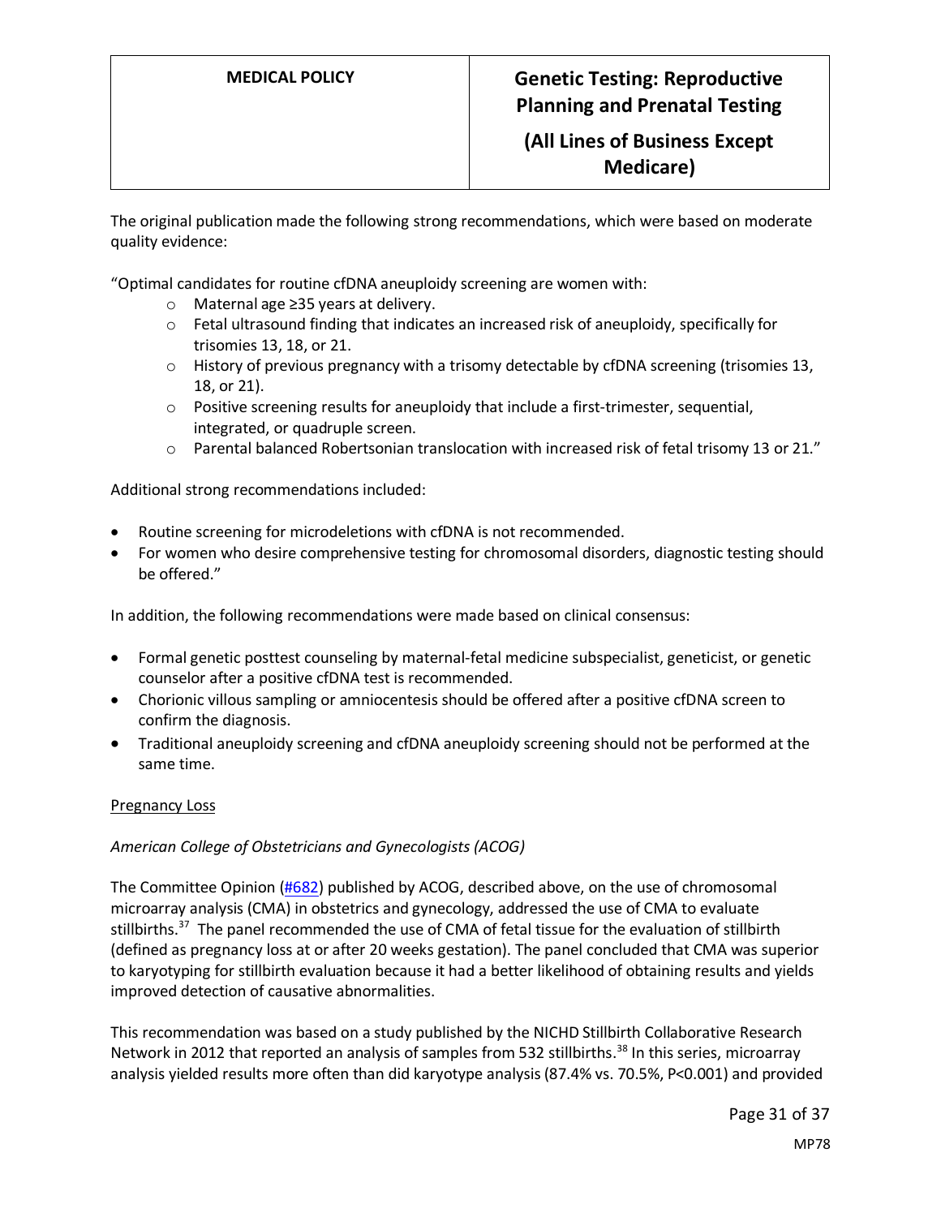The original publication made the following strong recommendations, which were based on moderate quality evidence:

"Optimal candidates for routine cfDNA aneuploidy screening are women with:

- Maternal age ≥35 years at delivery.
- Fetal ultrasound finding that indicates an increased risk of aneuploidy, specifically for trisomies 13, 18, or 21.
- History of previous pregnancy with a trisomy detectable by cfDNA screening (trisomies 13, 18, or 21).
- Positive screening results for aneuploidy that include a first-trimester, sequential, integrated, or quadruple screen.
- Parental balanced Robertsonian translocation with increased risk of fetal trisomy 13 or 21."

Additional strong recommendations included:

- Routine screening for microdeletions with cfDNA is not recommended.
- For women who desire comprehensive testing for chromosomal disorders, diagnostic testing should be offered."

In addition, the following recommendations were made based on clinical consensus:

- Formal genetic posttest counseling by maternal-fetal medicine subspecialist, geneticist, or genetic counselor after a positive cfDNA test is recommended.
- Chorionic villous sampling or amniocentesis should be offered after a positive cfDNA screen to confirm the diagnosis.
- Traditional aneuploidy screening and cfDNA aneuploidy screening should not be performed at the same time.

Pregnancy Loss

*American College of Obstetricians and Gynecologists (ACOG)*

The Committee Opinion (#682) published by ACOG, described above, on the use of chromosomal microarray analysis (CMA) in obstetrics and gynecology, addressed the use of CMA to evaluate stillbirths.[37] The panel recommended the use of CMA of fetal tissue for the evaluation of stillbirth (defined as pregnancy loss at or after 20 weeks gestation). The panel concluded that CMA was superior to karyotyping for stillbirth evaluation because it had a better likelihood of obtaining results and yields improved detection of causative abnormalities.

This recommendation was based on a study published by the NICHD Stillbirth Collaborative Research Network in 2012 that reported an analysis of samples from 532 stillbirths.[38] In this series, microarray analysis yielded results more often than did karyotype analysis (87.4% vs. 70.5%, $P<0.001$) and provided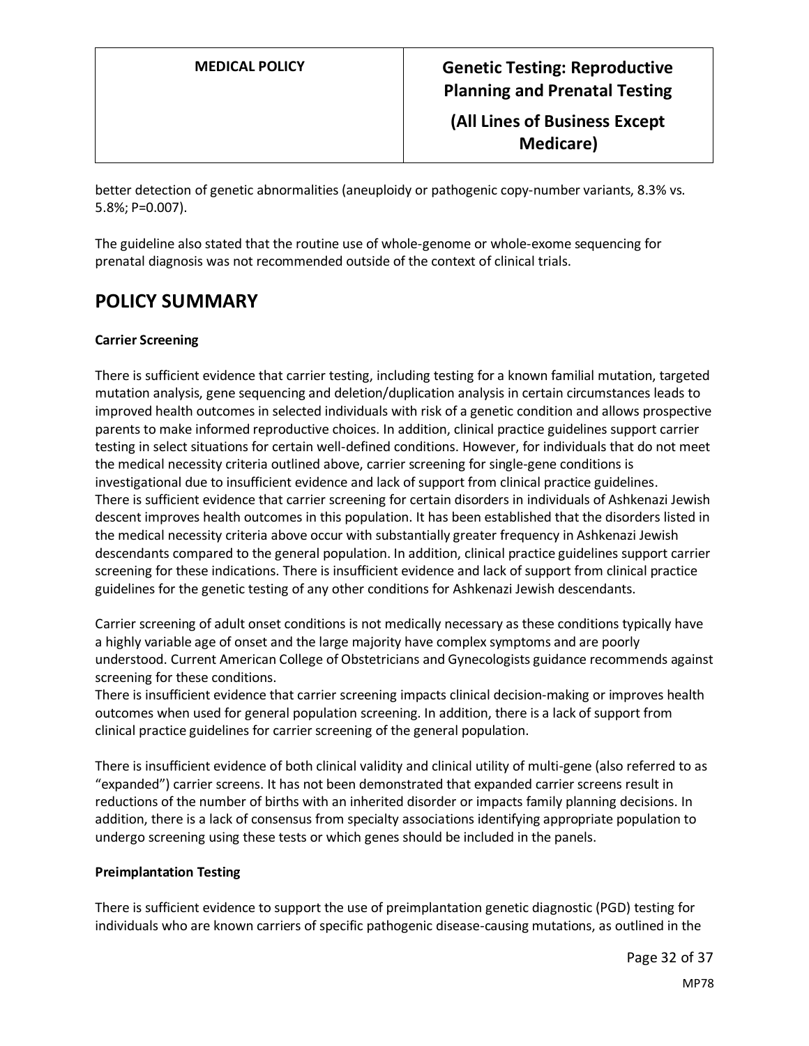better detection of genetic abnormalities (aneuploidy or pathogenic copy-number variants, 8.3% vs. 5.8%; P=0.007).

The guideline also stated that the routine use of whole-genome or whole-exome sequencing for prenatal diagnosis was not recommended outside of the context of clinical trials.

# POLICY SUMMARY

**Carrier Screening**

There is sufficient evidence that carrier testing, including testing for a known familial mutation, targeted mutation analysis, gene sequencing and deletion/duplication analysis in certain circumstances leads to improved health outcomes in selected individuals with risk of a genetic condition and allows prospective parents to make informed reproductive choices. In addition, clinical practice guidelines support carrier testing in select situations for certain well-defined conditions. However, for individuals that do not meet the medical necessity criteria outlined above, carrier screening for single-gene conditions is investigational due to insufficient evidence and lack of support from clinical practice guidelines.
There is sufficient evidence that carrier screening for certain disorders in individuals of Ashkenazi Jewish descent improves health outcomes in this population. It has been established that the disorders listed in the medical necessity criteria above occur with substantially greater frequency in Ashkenazi Jewish descendants compared to the general population. In addition, clinical practice guidelines support carrier screening for these indications. There is insufficient evidence and lack of support from clinical practice guidelines for the genetic testing of any other conditions for Ashkenazi Jewish descendants.

Carrier screening of adult onset conditions is not medically necessary as these conditions typically have a highly variable age of onset and the large majority have complex symptoms and are poorly understood. Current American College of Obstetricians and Gynecologists guidance recommends against screening for these conditions.
There is insufficient evidence that carrier screening impacts clinical decision-making or improves health outcomes when used for general population screening. In addition, there is a lack of support from clinical practice guidelines for carrier screening of the general population.

There is insufficient evidence of both clinical validity and clinical utility of multi-gene (also referred to as "expanded") carrier screens. It has not been demonstrated that expanded carrier screens result in reductions of the number of births with an inherited disorder or impacts family planning decisions. In addition, there is a lack of consensus from specialty associations identifying appropriate population to undergo screening using these tests or which genes should be included in the panels.

**Preimplantation Testing**

There is sufficient evidence to support the use of preimplantation genetic diagnostic (PGD) testing for individuals who are known carriers of specific pathogenic disease-causing mutations, as outlined in the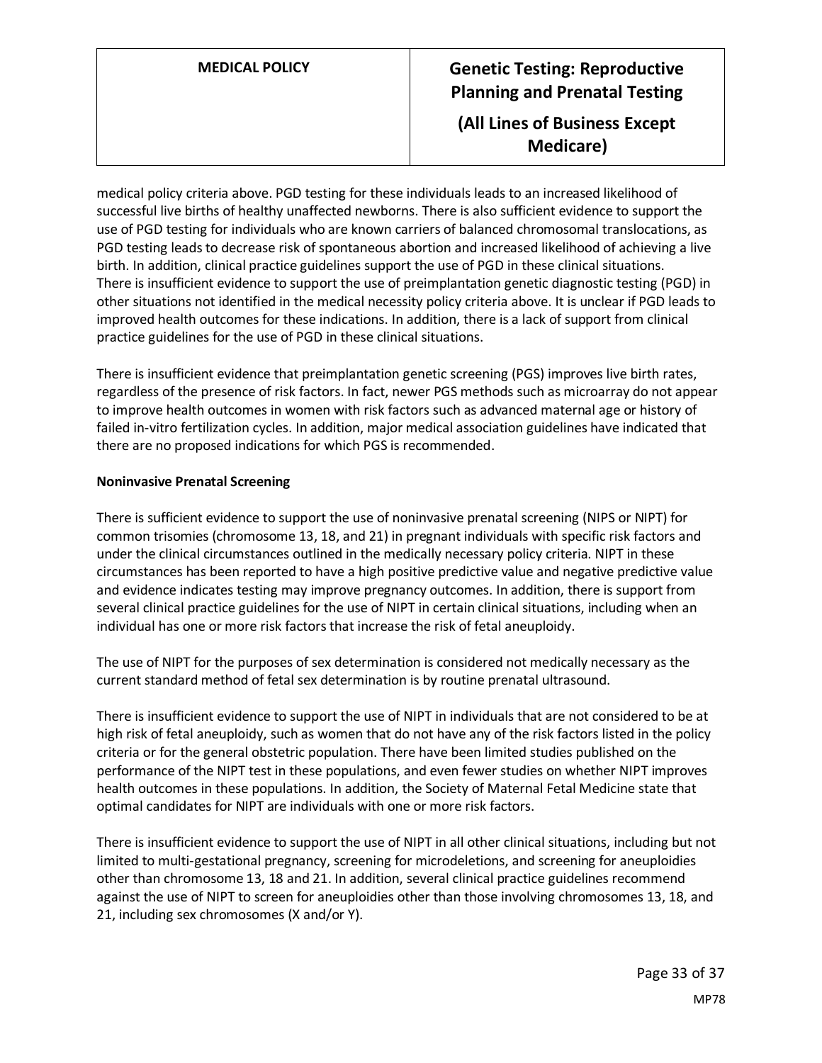medical policy criteria above. PGD testing for these individuals leads to an increased likelihood of successful live births of healthy unaffected newborns. There is also sufficient evidence to support the use of PGD testing for individuals who are known carriers of balanced chromosomal translocations, as PGD testing leads to decrease risk of spontaneous abortion and increased likelihood of achieving a live birth. In addition, clinical practice guidelines support the use of PGD in these clinical situations. There is insufficient evidence to support the use of preimplantation genetic diagnostic testing (PGD) in other situations not identified in the medical necessity policy criteria above. It is unclear if PGD leads to improved health outcomes for these indications. In addition, there is a lack of support from clinical practice guidelines for the use of PGD in these clinical situations.

There is insufficient evidence that preimplantation genetic screening (PGS) improves live birth rates, regardless of the presence of risk factors. In fact, newer PGS methods such as microarray do not appear to improve health outcomes in women with risk factors such as advanced maternal age or history of failed in-vitro fertilization cycles. In addition, major medical association guidelines have indicated that there are no proposed indications for which PGS is recommended.

**Noninvasive Prenatal Screening**

There is sufficient evidence to support the use of noninvasive prenatal screening (NIPS or NIPT) for common trisomies (chromosome 13, 18, and 21) in pregnant individuals with specific risk factors and under the clinical circumstances outlined in the medically necessary policy criteria. NIPT in these circumstances has been reported to have a high positive predictive value and negative predictive value and evidence indicates testing may improve pregnancy outcomes. In addition, there is support from several clinical practice guidelines for the use of NIPT in certain clinical situations, including when an individual has one or more risk factors that increase the risk of fetal aneuploidy.

The use of NIPT for the purposes of sex determination is considered not medically necessary as the current standard method of fetal sex determination is by routine prenatal ultrasound.

There is insufficient evidence to support the use of NIPT in individuals that are not considered to be at high risk of fetal aneuploidy, such as women that do not have any of the risk factors listed in the policy criteria or for the general obstetric population. There have been limited studies published on the performance of the NIPT test in these populations, and even fewer studies on whether NIPT improves health outcomes in these populations. In addition, the Society of Maternal Fetal Medicine state that optimal candidates for NIPT are individuals with one or more risk factors.

There is insufficient evidence to support the use of NIPT in all other clinical situations, including but not limited to multi-gestational pregnancy, screening for microdeletions, and screening for aneuploidies other than chromosome 13, 18 and 21. In addition, several clinical practice guidelines recommend against the use of NIPT to screen for aneuploidies other than those involving chromosomes 13, 18, and 21, including sex chromosomes (X and/or Y).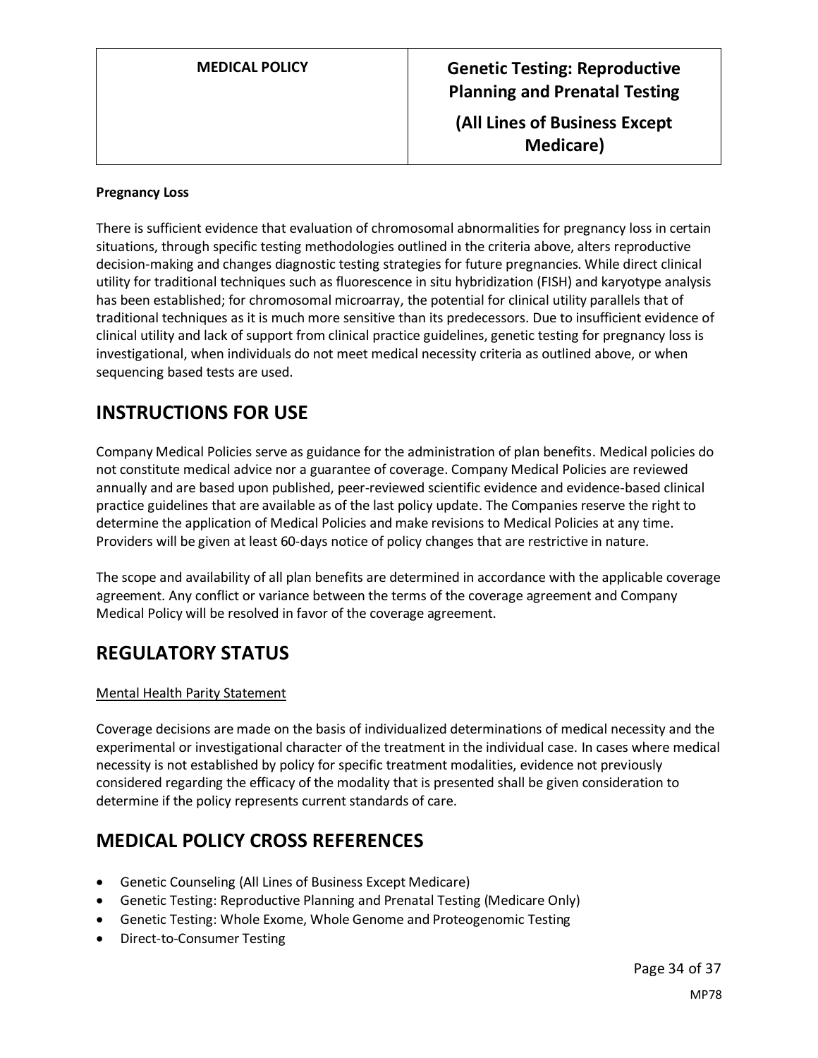**Pregnancy Loss**

There is sufficient evidence that evaluation of chromosomal abnormalities for pregnancy loss in certain situations, through specific testing methodologies outlined in the criteria above, alters reproductive decision-making and changes diagnostic testing strategies for future pregnancies. While direct clinical utility for traditional techniques such as fluorescence in situ hybridization (FISH) and karyotype analysis has been established; for chromosomal microarray, the potential for clinical utility parallels that of traditional techniques as it is much more sensitive than its predecessors. Due to insufficient evidence of clinical utility and lack of support from clinical practice guidelines, genetic testing for pregnancy loss is investigational, when individuals do not meet medical necessity criteria as outlined above, or when sequencing based tests are used.

## INSTRUCTIONS FOR USE

Company Medical Policies serve as guidance for the administration of plan benefits. Medical policies do not constitute medical advice nor a guarantee of coverage. Company Medical Policies are reviewed annually and are based upon published, peer-reviewed scientific evidence and evidence-based clinical practice guidelines that are available as of the last policy update. The Companies reserve the right to determine the application of Medical Policies and make revisions to Medical Policies at any time. Providers will be given at least 60-days notice of policy changes that are restrictive in nature.

The scope and availability of all plan benefits are determined in accordance with the applicable coverage agreement. Any conflict or variance between the terms of the coverage agreement and Company Medical Policy will be resolved in favor of the coverage agreement.

## REGULATORY STATUS

Mental Health Parity Statement

Coverage decisions are made on the basis of individualized determinations of medical necessity and the experimental or investigational character of the treatment in the individual case. In cases where medical necessity is not established by policy for specific treatment modalities, evidence not previously considered regarding the efficacy of the modality that is presented shall be given consideration to determine if the policy represents current standards of care.

## MEDICAL POLICY CROSS REFERENCES

- Genetic Counseling (All Lines of Business Except Medicare)
- Genetic Testing: Reproductive Planning and Prenatal Testing (Medicare Only)
- Genetic Testing: Whole Exome, Whole Genome and Proteogenomic Testing
- Direct-to-Consumer Testing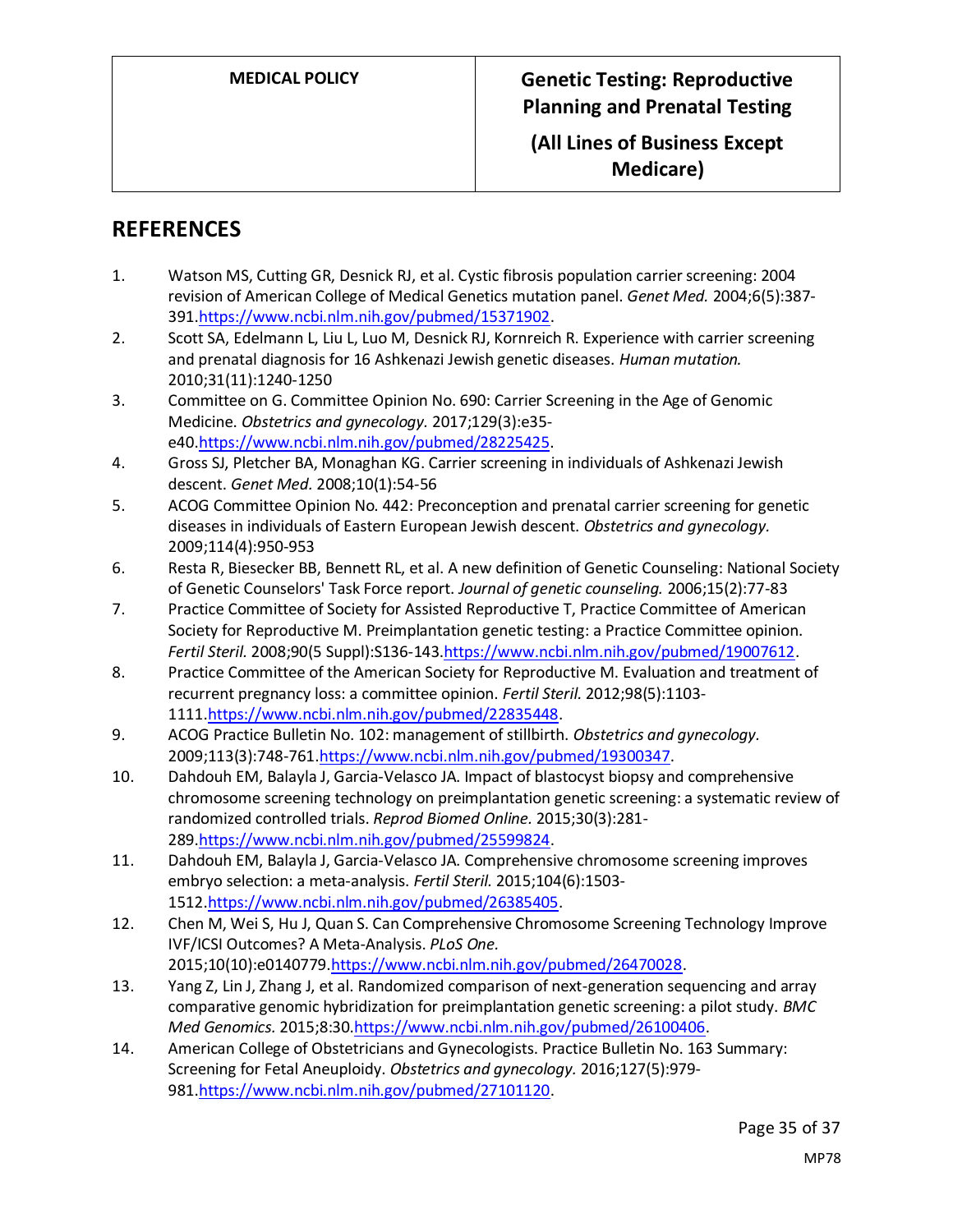## REFERENCES

1. Watson MS, Cutting GR, Desnick RJ, et al. Cystic fibrosis population carrier screening: 2004 revision of American College of Medical Genetics mutation panel. *Genet Med.* 2004;6(5):387-391.https://www.ncbi.nlm.nih.gov/pubmed/15371902.
2. Scott SA, Edelmann L, Liu L, Luo M, Desnick RJ, Kornreich R. Experience with carrier screening and prenatal diagnosis for 16 Ashkenazi Jewish genetic diseases. *Human mutation.* 2010;31(11):1240-1250
3. Committee on G. Committee Opinion No. 690: Carrier Screening in the Age of Genomic Medicine. *Obstetrics and gynecology.* 2017;129(3):e35-e40.https://www.ncbi.nlm.nih.gov/pubmed/28225425.
4. Gross SJ, Pletcher BA, Monaghan KG. Carrier screening in individuals of Ashkenazi Jewish descent. *Genet Med.* 2008;10(1):54-56
5. ACOG Committee Opinion No. 442: Preconception and prenatal carrier screening for genetic diseases in individuals of Eastern European Jewish descent. *Obstetrics and gynecology.* 2009;114(4):950-953
6. Resta R, Biesecker BB, Bennett RL, et al. A new definition of Genetic Counseling: National Society of Genetic Counselors' Task Force report. *Journal of genetic counseling.* 2006;15(2):77-83
7. Practice Committee of Society for Assisted Reproductive T, Practice Committee of American Society for Reproductive M. Preimplantation genetic testing: a Practice Committee opinion. *Fertil Steril.* 2008;90(5 Suppl):S136-143.https://www.ncbi.nlm.nih.gov/pubmed/19007612.
8. Practice Committee of the American Society for Reproductive M. Evaluation and treatment of recurrent pregnancy loss: a committee opinion. *Fertil Steril.* 2012;98(5):1103-1111.https://www.ncbi.nlm.nih.gov/pubmed/22835448.
9. ACOG Practice Bulletin No. 102: management of stillbirth. *Obstetrics and gynecology.* 2009;113(3):748-761.https://www.ncbi.nlm.nih.gov/pubmed/19300347.
10. Dahdouh EM, Balayla J, Garcia-Velasco JA. Impact of blastocyst biopsy and comprehensive chromosome screening technology on preimplantation genetic screening: a systematic review of randomized controlled trials. *Reprod Biomed Online.* 2015;30(3):281-289.https://www.ncbi.nlm.nih.gov/pubmed/25599824.
11. Dahdouh EM, Balayla J, Garcia-Velasco JA. Comprehensive chromosome screening improves embryo selection: a meta-analysis. *Fertil Steril.* 2015;104(6):1503-1512.https://www.ncbi.nlm.nih.gov/pubmed/26385405.
12. Chen M, Wei S, Hu J, Quan S. Can Comprehensive Chromosome Screening Technology Improve IVF/ICSI Outcomes? A Meta-Analysis. *PLoS One.* 2015;10(10):e0140779.https://www.ncbi.nlm.nih.gov/pubmed/26470028.
13. Yang Z, Lin J, Zhang J, et al. Randomized comparison of next-generation sequencing and array comparative genomic hybridization for preimplantation genetic screening: a pilot study. *BMC Med Genomics.* 2015;8:30.https://www.ncbi.nlm.nih.gov/pubmed/26100406.
14. American College of Obstetricians and Gynecologists. Practice Bulletin No. 163 Summary: Screening for Fetal Aneuploidy. *Obstetrics and gynecology.* 2016;127(5):979-981.https://www.ncbi.nlm.nih.gov/pubmed/27101120.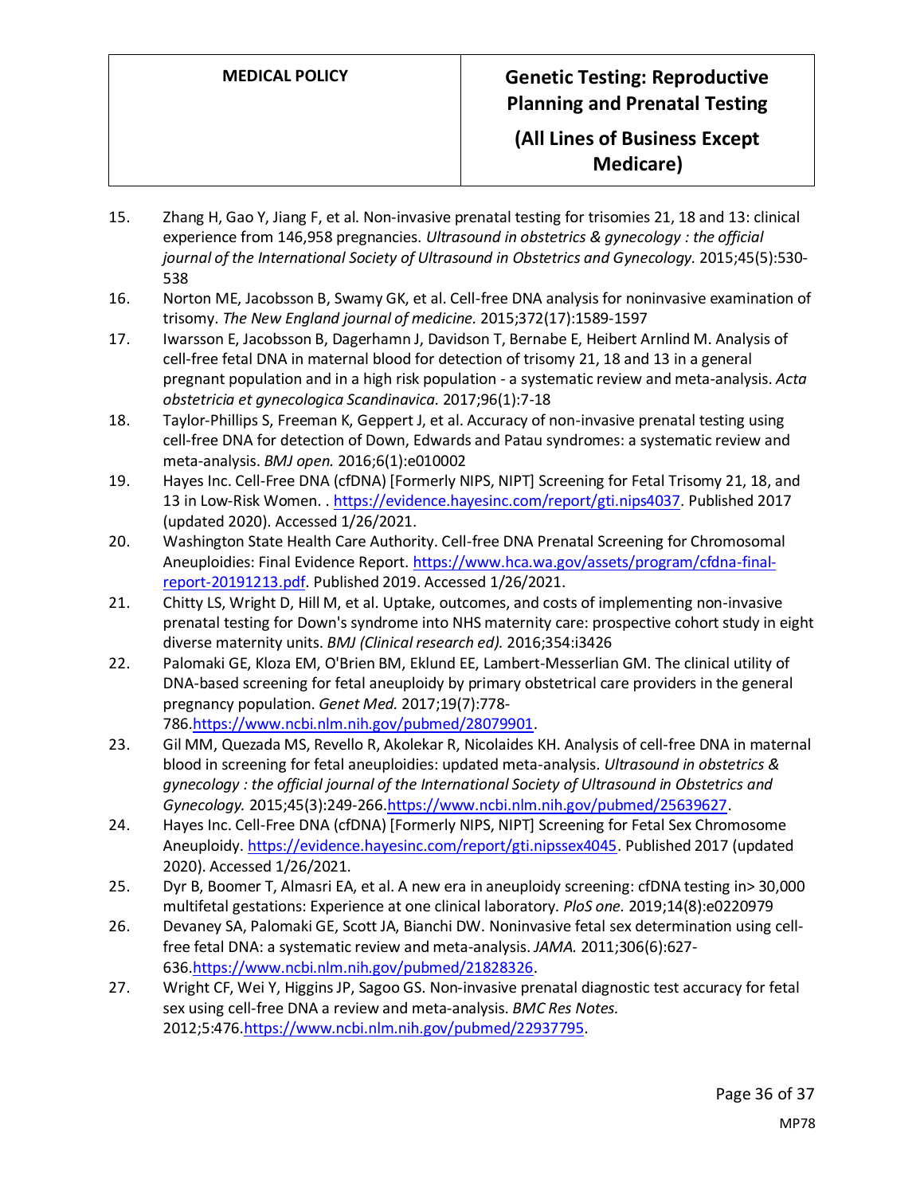15. Zhang H, Gao Y, Jiang F, et al. Non-invasive prenatal testing for trisomies 21, 18 and 13: clinical experience from 146,958 pregnancies. *Ultrasound in obstetrics & gynecology : the official journal of the International Society of Ultrasound in Obstetrics and Gynecology.* 2015;45(5):530-538
16. Norton ME, Jacobsson B, Swamy GK, et al. Cell-free DNA analysis for noninvasive examination of trisomy. *The New England journal of medicine.* 2015;372(17):1589-1597
17. Iwarsson E, Jacobsson B, Dagerhamn J, Davidson T, Bernabe E, Heibert Arnlind M. Analysis of cell-free fetal DNA in maternal blood for detection of trisomy 21, 18 and 13 in a general pregnant population and in a high risk population - a systematic review and meta-analysis. *Acta obstetricia et gynecologica Scandinavica.* 2017;96(1):7-18
18. Taylor-Phillips S, Freeman K, Geppert J, et al. Accuracy of non-invasive prenatal testing using cell-free DNA for detection of Down, Edwards and Patau syndromes: a systematic review and meta-analysis. *BMJ open.* 2016;6(1):e010002
19. Hayes Inc. Cell-Free DNA (cfDNA) [Formerly NIPS, NIPT] Screening for Fetal Trisomy 21, 18, and 13 in Low-Risk Women. . https://evidence.hayesinc.com/report/gti.nips4037. Published 2017 (updated 2020). Accessed 1/26/2021.
20. Washington State Health Care Authority. Cell-free DNA Prenatal Screening for Chromosomal Aneuploidies: Final Evidence Report. https://www.hca.wa.gov/assets/program/cfdna-final-report-20191213.pdf. Published 2019. Accessed 1/26/2021.
21. Chitty LS, Wright D, Hill M, et al. Uptake, outcomes, and costs of implementing non-invasive prenatal testing for Down's syndrome into NHS maternity care: prospective cohort study in eight diverse maternity units. *BMJ (Clinical research ed).* 2016;354:i3426
22. Palomaki GE, Kloza EM, O'Brien BM, Eklund EE, Lambert-Messerlian GM. The clinical utility of DNA-based screening for fetal aneuploidy by primary obstetrical care providers in the general pregnancy population. *Genet Med.* 2017;19(7):778-786.https://www.ncbi.nlm.nih.gov/pubmed/28079901.
23. Gil MM, Quezada MS, Revello R, Akolekar R, Nicolaides KH. Analysis of cell-free DNA in maternal blood in screening for fetal aneuploidies: updated meta-analysis. *Ultrasound in obstetrics & gynecology : the official journal of the International Society of Ultrasound in Obstetrics and Gynecology.* 2015;45(3):249-266.https://www.ncbi.nlm.nih.gov/pubmed/25639627.
24. Hayes Inc. Cell-Free DNA (cfDNA) [Formerly NIPS, NIPT] Screening for Fetal Sex Chromosome Aneuploidy. https://evidence.hayesinc.com/report/gti.nipssex4045. Published 2017 (updated 2020). Accessed 1/26/2021.
25. Dyr B, Boomer T, Almasri EA, et al. A new era in aneuploidy screening: cfDNA testing in> 30,000 multifetal gestations: Experience at one clinical laboratory. *PloS one.* 2019;14(8):e0220979
26. Devaney SA, Palomaki GE, Scott JA, Bianchi DW. Noninvasive fetal sex determination using cell-free fetal DNA: a systematic review and meta-analysis. *JAMA.* 2011;306(6):627-636.https://www.ncbi.nlm.nih.gov/pubmed/21828326.
27. Wright CF, Wei Y, Higgins JP, Sagoo GS. Non-invasive prenatal diagnostic test accuracy for fetal sex using cell-free DNA a review and meta-analysis. *BMC Res Notes.* 2012;5:476.https://www.ncbi.nlm.nih.gov/pubmed/22937795.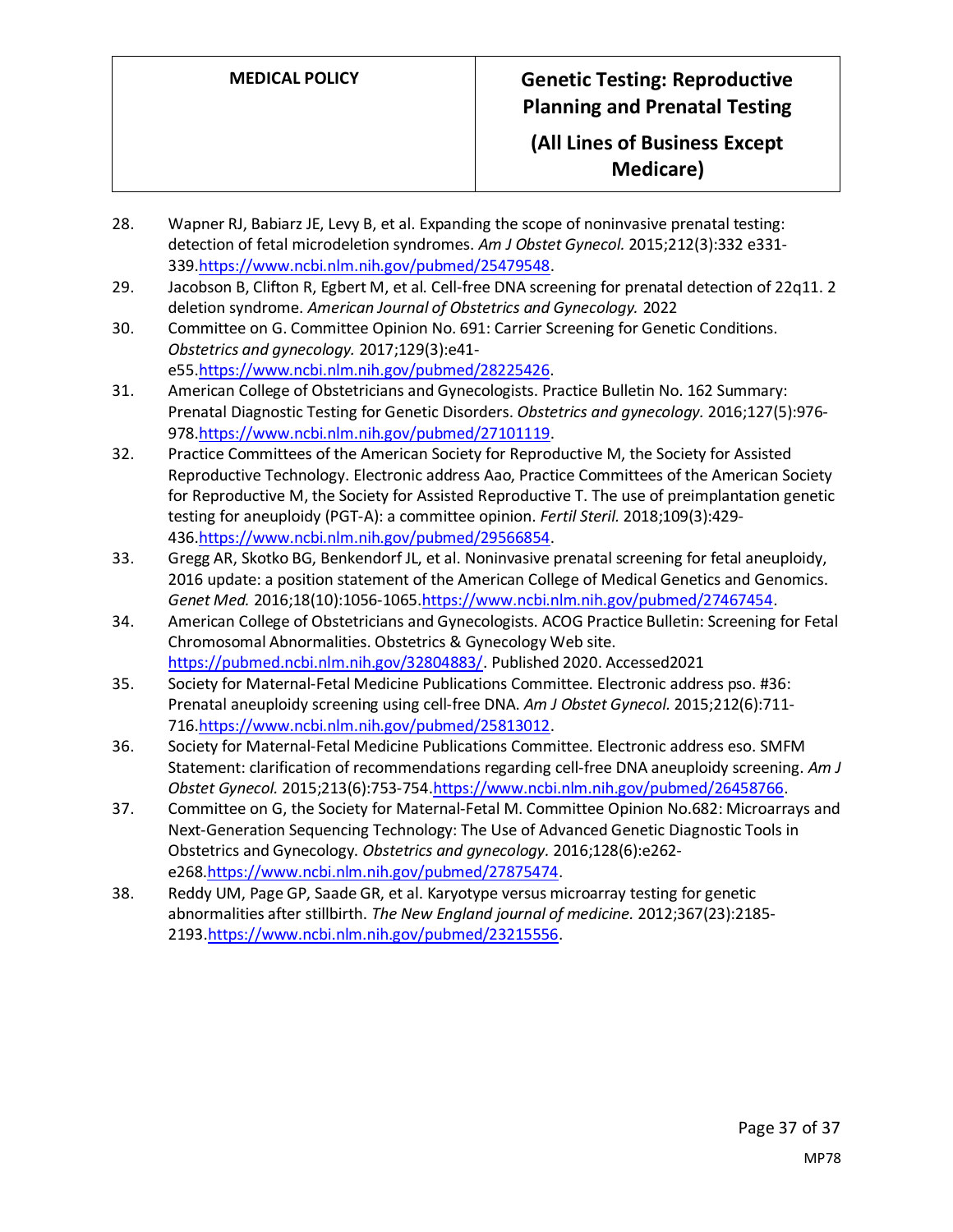28. Wapner RJ, Babiarz JE, Levy B, et al. Expanding the scope of noninvasive prenatal testing: detection of fetal microdeletion syndromes. *Am J Obstet Gynecol.* 2015;212(3):332 e331-339.https://www.ncbi.nlm.nih.gov/pubmed/25479548.
29. Jacobson B, Clifton R, Egbert M, et al. Cell-free DNA screening for prenatal detection of 22q11. 2 deletion syndrome. *American Journal of Obstetrics and Gynecology.* 2022
30. Committee on G. Committee Opinion No. 691: Carrier Screening for Genetic Conditions. *Obstetrics and gynecology.* 2017;129(3):e41-e55.https://www.ncbi.nlm.nih.gov/pubmed/28225426.
31. American College of Obstetricians and Gynecologists. Practice Bulletin No. 162 Summary: Prenatal Diagnostic Testing for Genetic Disorders. *Obstetrics and gynecology.* 2016;127(5):976-978.https://www.ncbi.nlm.nih.gov/pubmed/27101119.
32. Practice Committees of the American Society for Reproductive M, the Society for Assisted Reproductive Technology. Electronic address Aao, Practice Committees of the American Society for Reproductive M, the Society for Assisted Reproductive T. The use of preimplantation genetic testing for aneuploidy (PGT-A): a committee opinion. *Fertil Steril.* 2018;109(3):429-436.https://www.ncbi.nlm.nih.gov/pubmed/29566854.
33. Gregg AR, Skotko BG, Benkendorf JL, et al. Noninvasive prenatal screening for fetal aneuploidy, 2016 update: a position statement of the American College of Medical Genetics and Genomics. *Genet Med.* 2016;18(10):1056-1065.https://www.ncbi.nlm.nih.gov/pubmed/27467454.
34. American College of Obstetricians and Gynecologists. ACOG Practice Bulletin: Screening for Fetal Chromosomal Abnormalities. Obstetrics & Gynecology Web site. https://pubmed.ncbi.nlm.nih.gov/32804883/. Published 2020. Accessed2021
35. Society for Maternal-Fetal Medicine Publications Committee. Electronic address pso. #36: Prenatal aneuploidy screening using cell-free DNA. *Am J Obstet Gynecol.* 2015;212(6):711-716.https://www.ncbi.nlm.nih.gov/pubmed/25813012.
36. Society for Maternal-Fetal Medicine Publications Committee. Electronic address eso. SMFM Statement: clarification of recommendations regarding cell-free DNA aneuploidy screening. *Am J Obstet Gynecol.* 2015;213(6):753-754.https://www.ncbi.nlm.nih.gov/pubmed/26458766.
37. Committee on G, the Society for Maternal-Fetal M. Committee Opinion No.682: Microarrays and Next-Generation Sequencing Technology: The Use of Advanced Genetic Diagnostic Tools in Obstetrics and Gynecology. *Obstetrics and gynecology.* 2016;128(6):e262-e268.https://www.ncbi.nlm.nih.gov/pubmed/27875474.
38. Reddy UM, Page GP, Saade GR, et al. Karyotype versus microarray testing for genetic abnormalities after stillbirth. *The New England journal of medicine.* 2012;367(23):2185-2193.https://www.ncbi.nlm.nih.gov/pubmed/23215556.